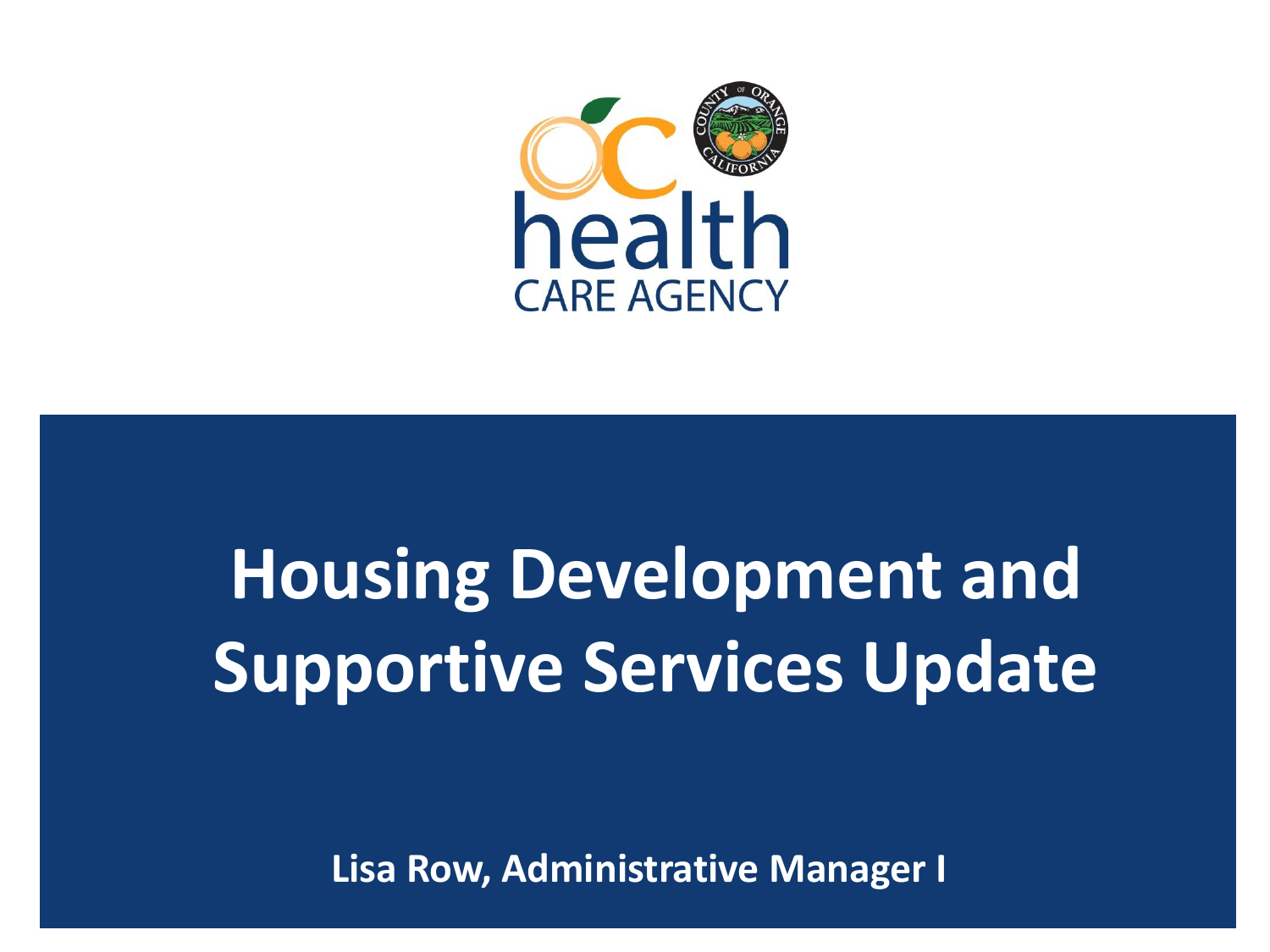# Housing Development and Supportive Services Update

**Lisa Row, Administrative Manager I**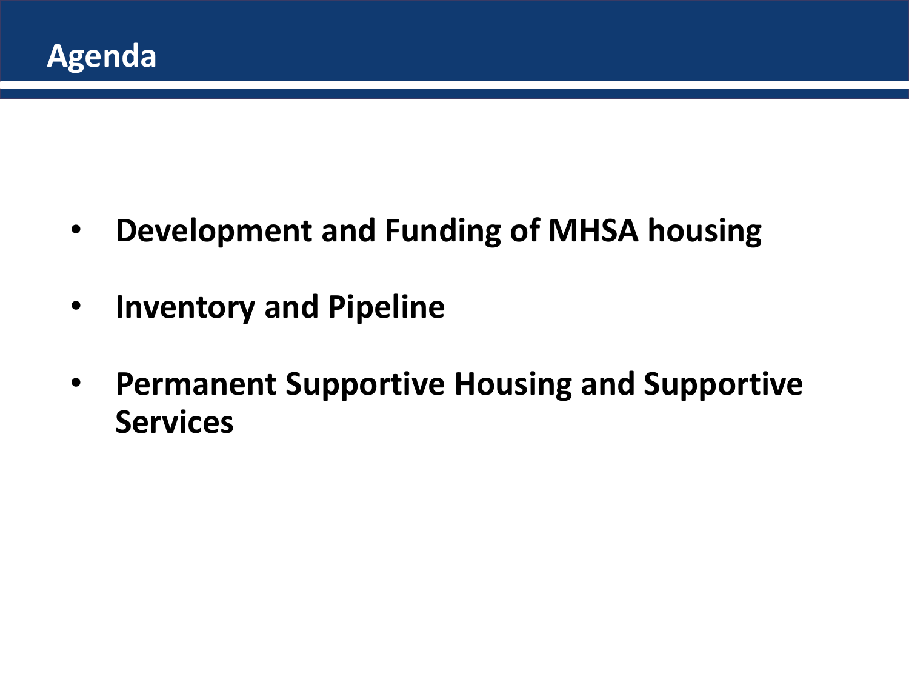# Agenda

- **Development and Funding of MHSA housing**
- **Inventory and Pipeline**
- **Permanent Supportive Housing and Supportive Services**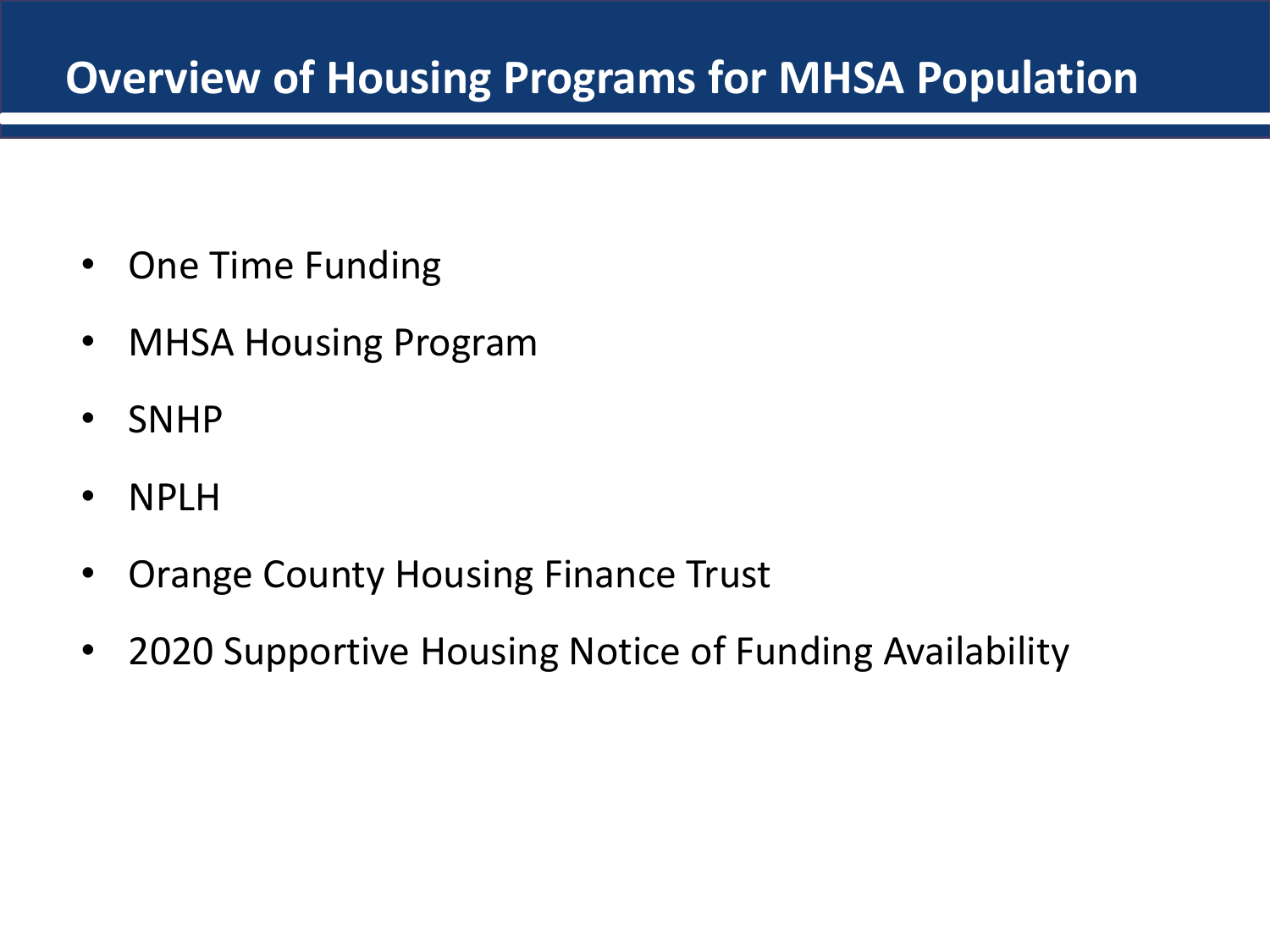# Overview of Housing Programs for MHSA Population

- One Time Funding
- MHSA Housing Program
- SNHP
- NPLH
- Orange County Housing Finance Trust
- 2020 Supportive Housing Notice of Funding Availability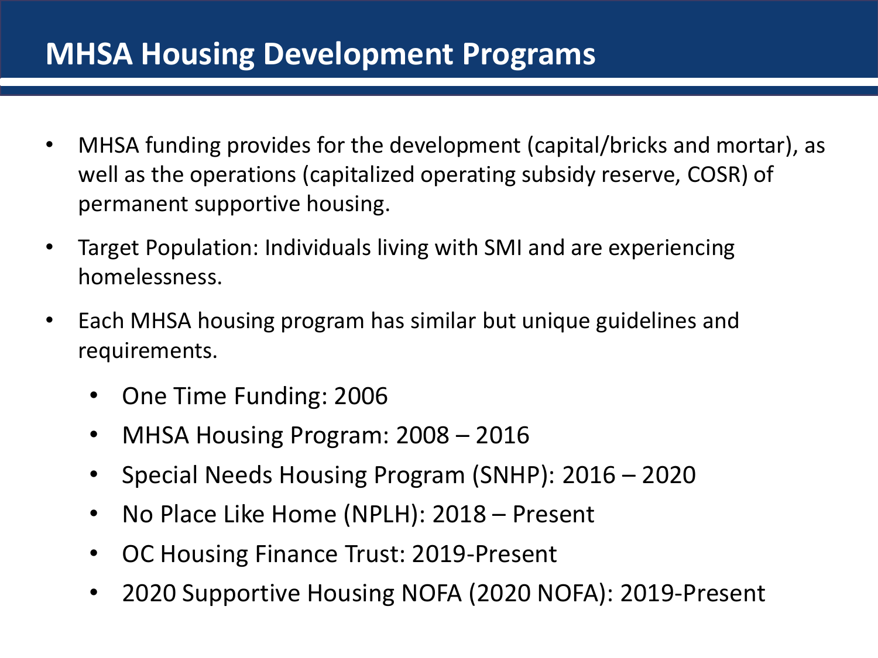# MHSA Housing Development Programs

- MHSA funding provides for the development (capital/bricks and mortar), as well as the operations (capitalized operating subsidy reserve, COSR) of permanent supportive housing.
- Target Population: Individuals living with SMI and are experiencing homelessness.
- Each MHSA housing program has similar but unique guidelines and requirements.
  - One Time Funding: 2006
  - MHSA Housing Program: 2008 – 2016
  - Special Needs Housing Program (SNHP): 2016 – 2020
  - No Place Like Home (NPLH): 2018 – Present
  - OC Housing Finance Trust: 2019-Present
  - 2020 Supportive Housing NOFA (2020 NOFA): 2019-Present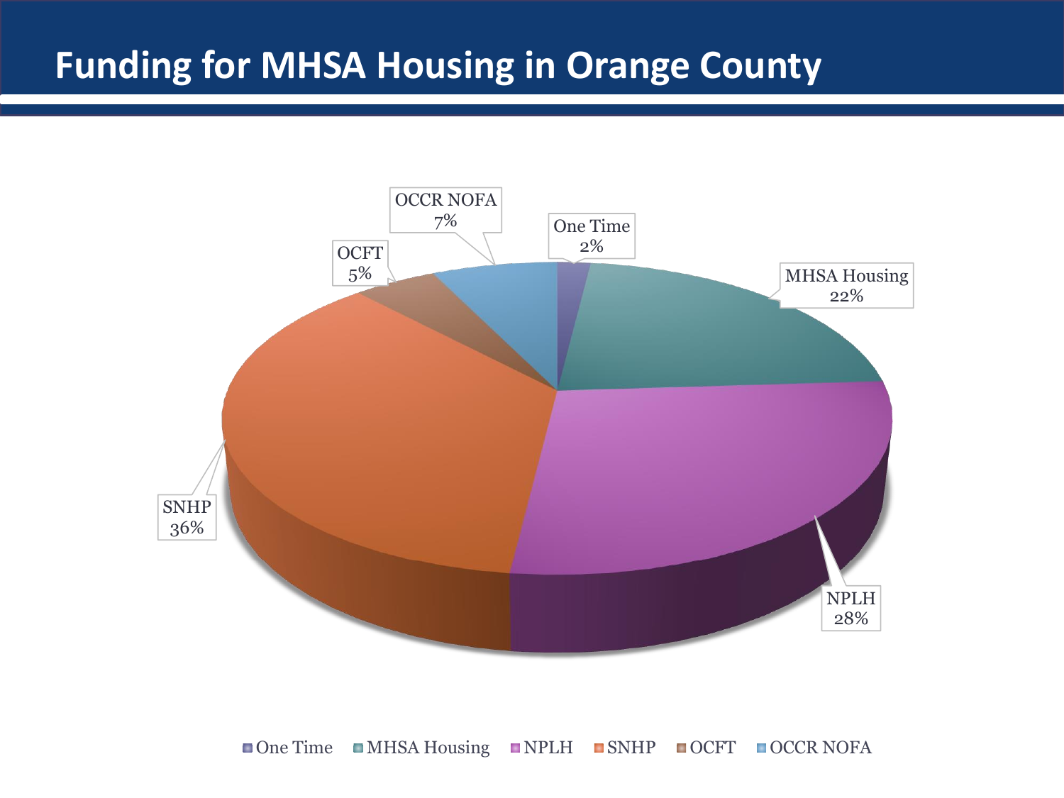# Funding for MHSA Housing in Orange County

| Funding Source | Percentage |
| --- | --- |
| One Time | 2% |
| MHSA Housing | 22% |
| NPLH | 28% |
| SNHP | 36% |
| OCFT | 5% |
| OCCR NOFA | 7% |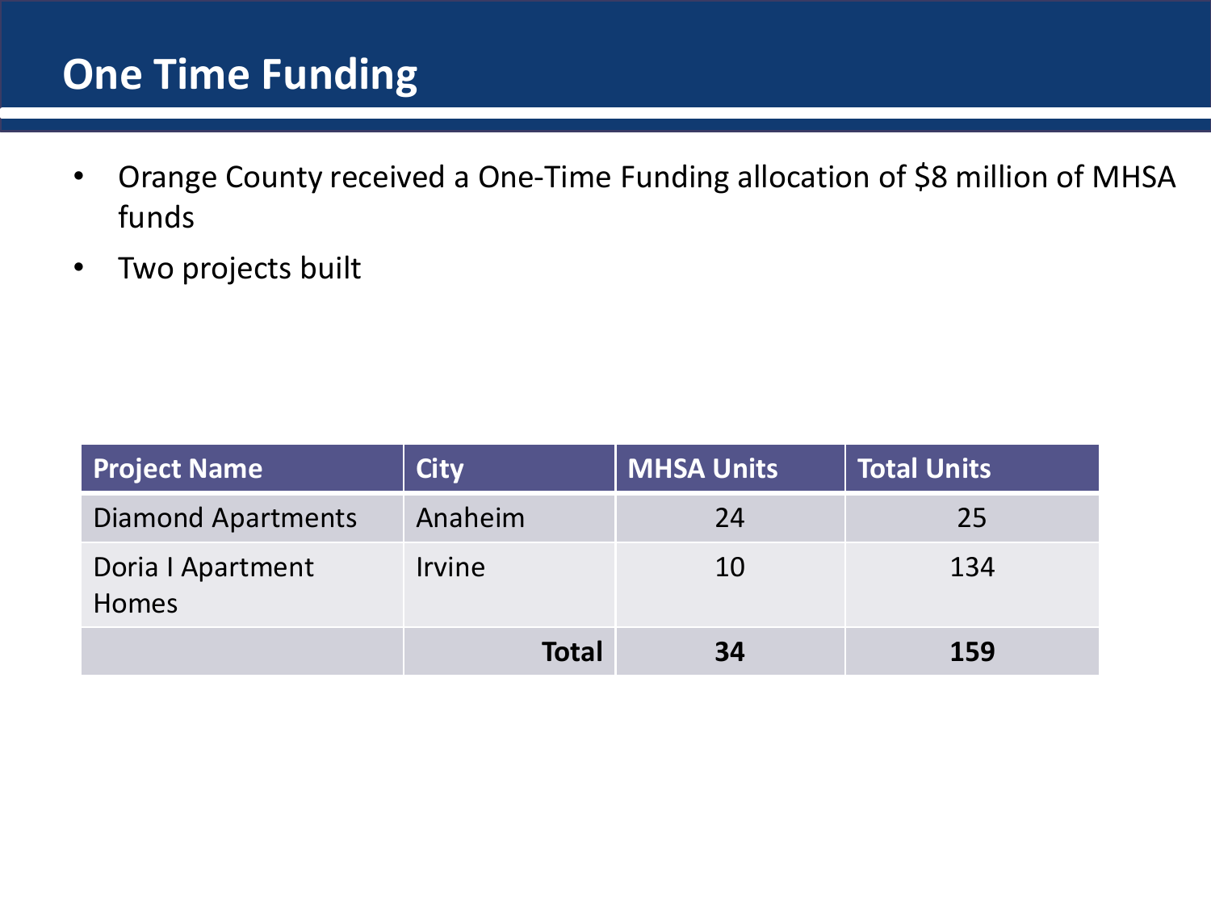# One Time Funding

- Orange County received a One-Time Funding allocation of $8 million of MHSA funds
- Two projects built

| Project Name | City | MHSA Units | Total Units |
|---|---|---|---|
| Diamond Apartments | Anaheim | 24 | 25 |
| Doria I Apartment Homes | Irvine | 10 | 134 |
| | **Total** | **34** | **159** |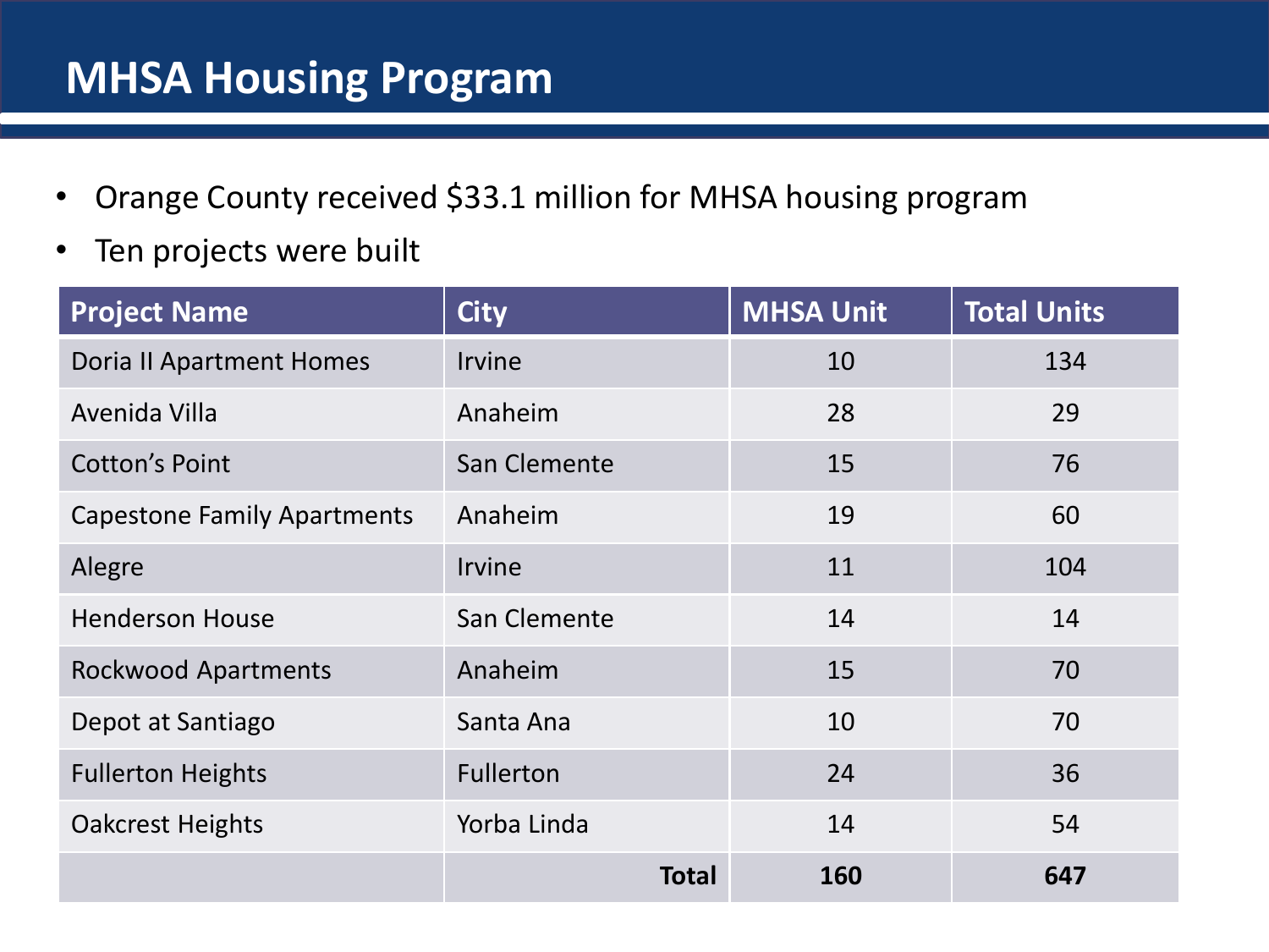# MHSA Housing Program

- Orange County received $33.1 million for MHSA housing program
- Ten projects were built

| Project Name | City | MHSA Unit | Total Units |
|---|---|---|---|
| Doria II Apartment Homes | Irvine | 10 | 134 |
| Avenida Villa | Anaheim | 28 | 29 |
| Cotton's Point | San Clemente | 15 | 76 |
| Capestone Family Apartments | Anaheim | 19 | 60 |
| Alegre | Irvine | 11 | 104 |
| Henderson House | San Clemente | 14 | 14 |
| Rockwood Apartments | Anaheim | 15 | 70 |
| Depot at Santiago | Santa Ana | 10 | 70 |
| Fullerton Heights | Fullerton | 24 | 36 |
| Oakcrest Heights | Yorba Linda | 14 | 54 |
| | **Total** | **160** | **647** |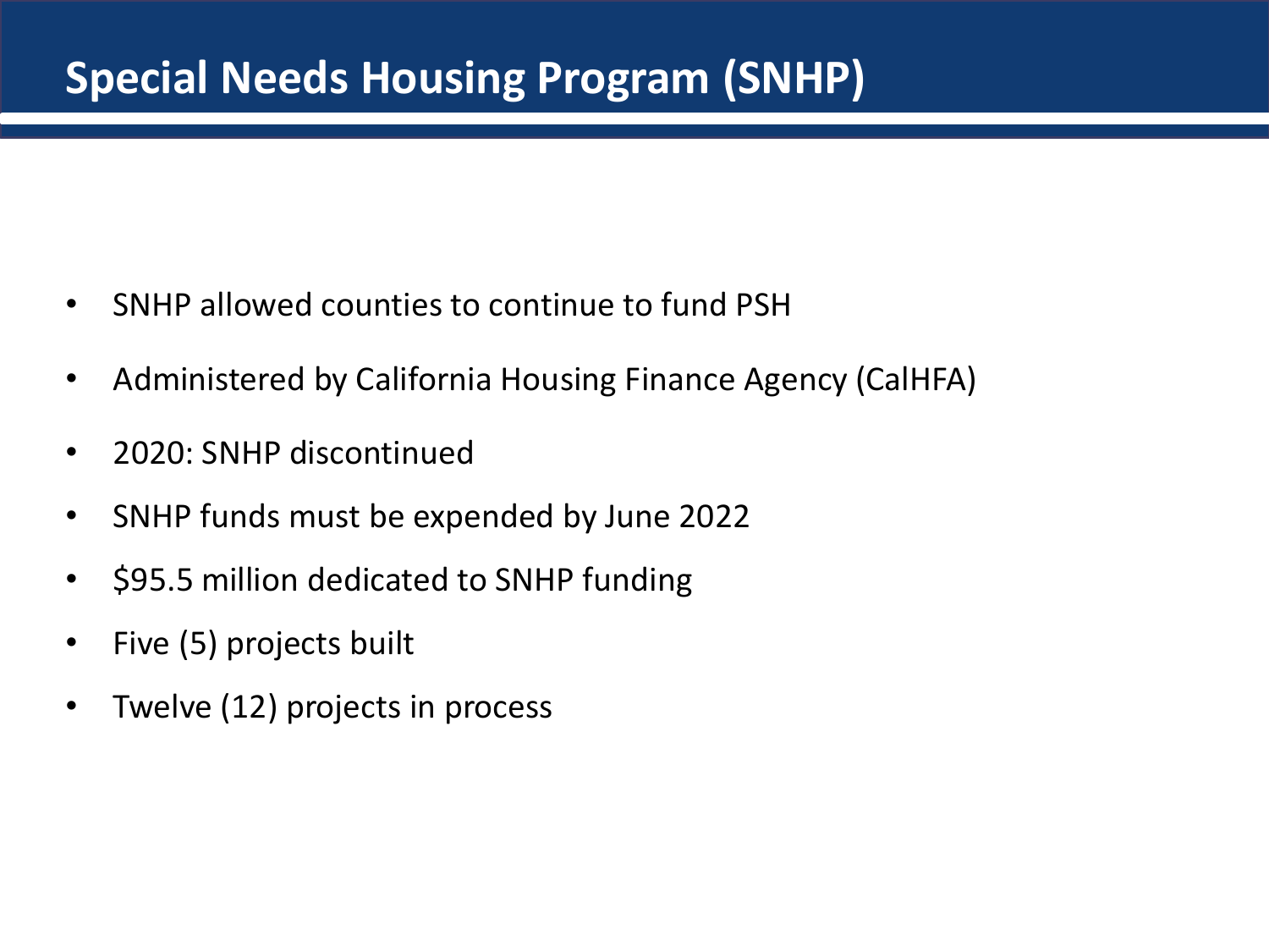# Special Needs Housing Program (SNHP)

- SNHP allowed counties to continue to fund PSH
- Administered by California Housing Finance Agency (CalHFA)
- 2020: SNHP discontinued
- SNHP funds must be expended by June 2022
- $95.5 million dedicated to SNHP funding
- Five (5) projects built
- Twelve (12) projects in process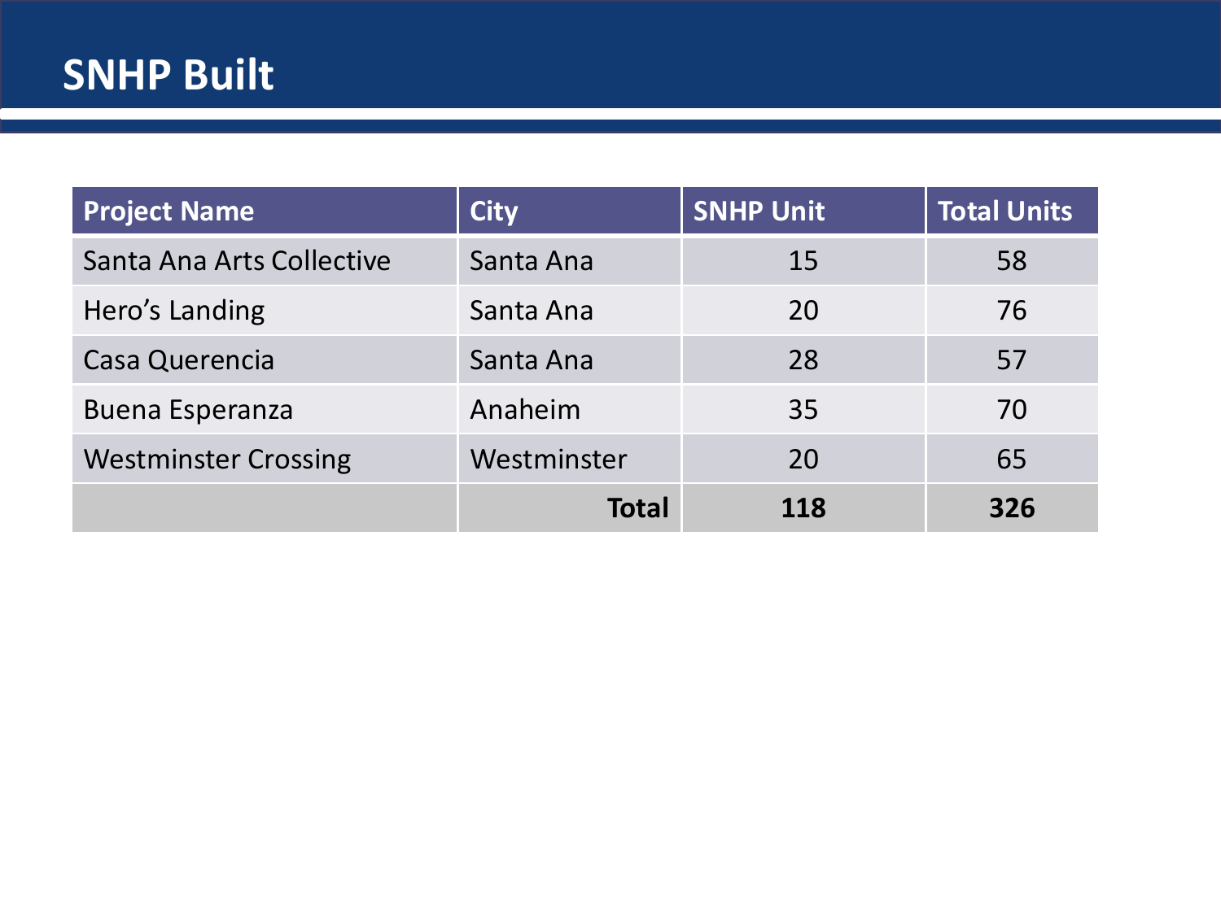# SNHP Built

| Project Name | City | SNHP Unit | Total Units |
| --- | --- | --- | --- |
| Santa Ana Arts Collective | Santa Ana | 15 | 58 |
| Hero's Landing | Santa Ana | 20 | 76 |
| Casa Querencia | Santa Ana | 28 | 57 |
| Buena Esperanza | Anaheim | 35 | 70 |
| Westminster Crossing | Westminster | 20 | 65 |
| | **Total** | **118** | **326** |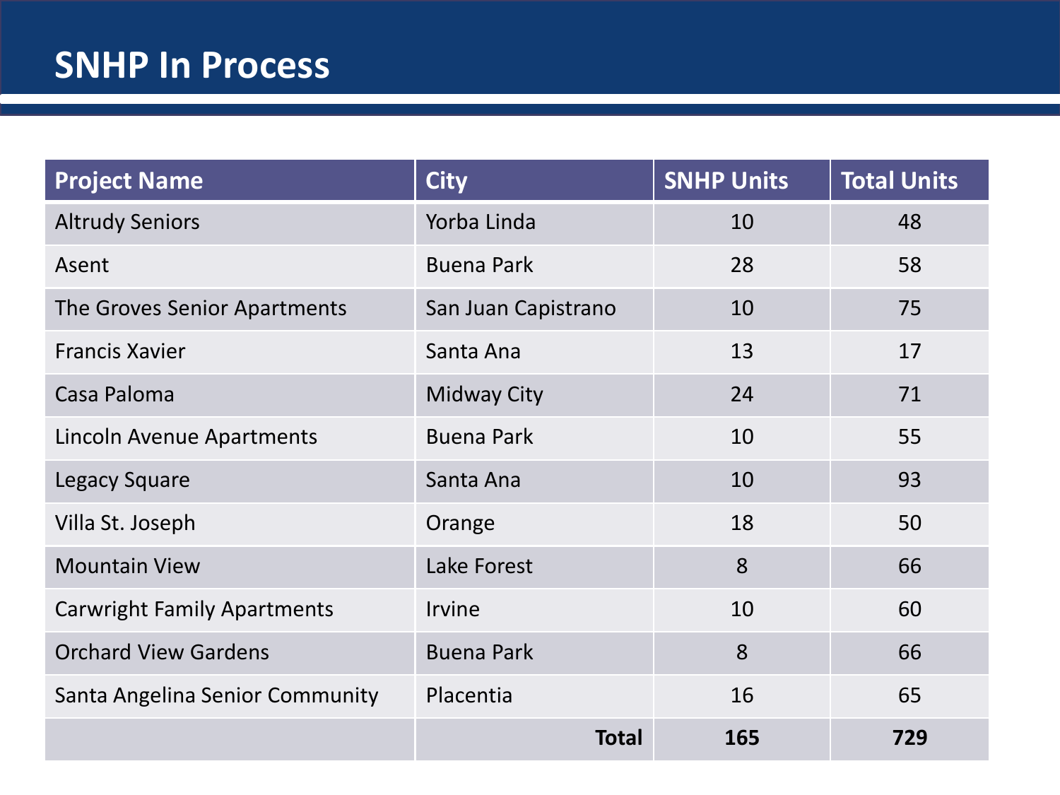# SNHP In Process

| Project Name | City | SNHP Units | Total Units |
|---|---|---|---|
| Altrudy Seniors | Yorba Linda | 10 | 48 |
| Asent | Buena Park | 28 | 58 |
| The Groves Senior Apartments | San Juan Capistrano | 10 | 75 |
| Francis Xavier | Santa Ana | 13 | 17 |
| Casa Paloma | Midway City | 24 | 71 |
| Lincoln Avenue Apartments | Buena Park | 10 | 55 |
| Legacy Square | Santa Ana | 10 | 93 |
| Villa St. Joseph | Orange | 18 | 50 |
| Mountain View | Lake Forest | 8 | 66 |
| Carwright Family Apartments | Irvine | 10 | 60 |
| Orchard View Gardens | Buena Park | 8 | 66 |
| Santa Angelina Senior Community | Placentia | 16 | 65 |
| | **Total** | **165** | **729** |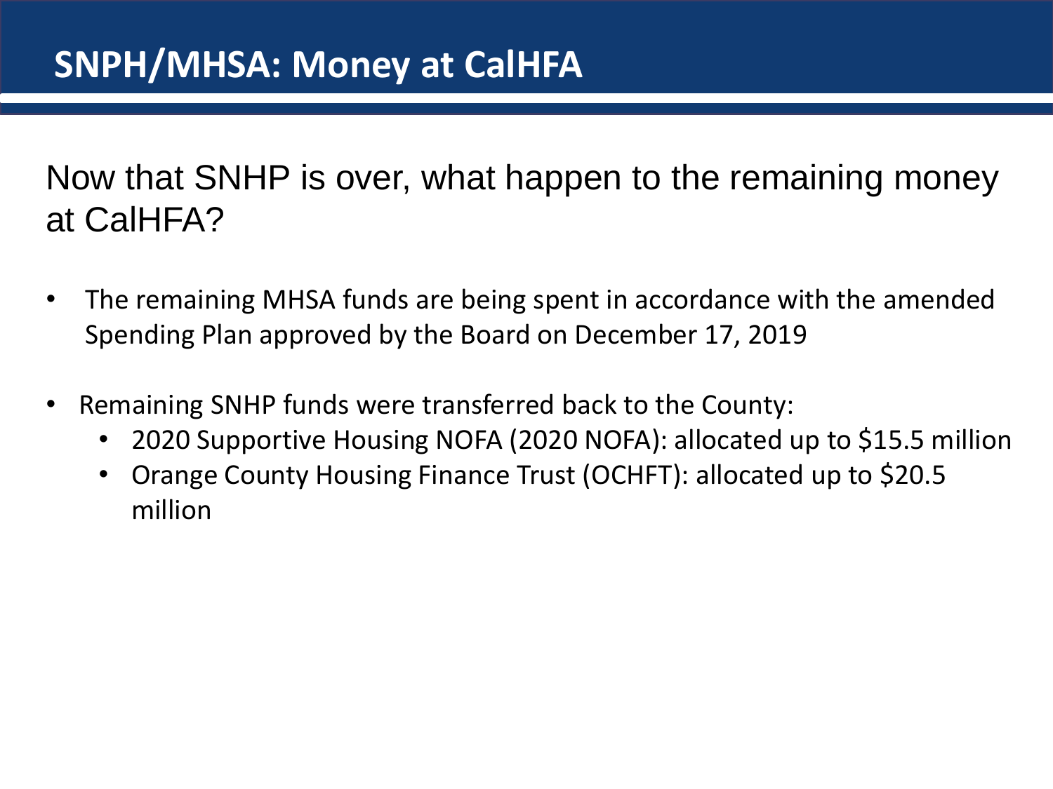# SNPH/MHSA: Money at CalHFA

Now that SNHP is over, what happen to the remaining money at CalHFA?

- The remaining MHSA funds are being spent in accordance with the amended Spending Plan approved by the Board on December 17, 2019
- Remaining SNHP funds were transferred back to the County:
  - 2020 Supportive Housing NOFA (2020 NOFA): allocated up to $15.5 million
  - Orange County Housing Finance Trust (OCHFT): allocated up to $20.5 million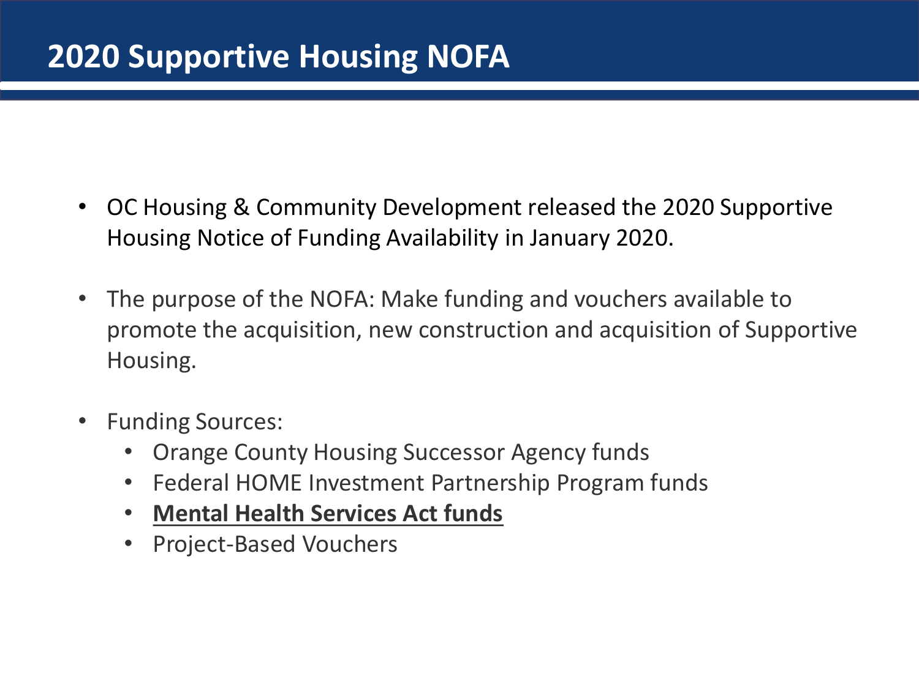# 2020 Supportive Housing NOFA

- OC Housing & Community Development released the 2020 Supportive Housing Notice of Funding Availability in January 2020.
- The purpose of the NOFA: Make funding and vouchers available to promote the acquisition, new construction and acquisition of Supportive Housing.
- Funding Sources:
  - Orange County Housing Successor Agency funds
  - Federal HOME Investment Partnership Program funds
  - **<u>Mental Health Services Act funds</u>**
  - Project-Based Vouchers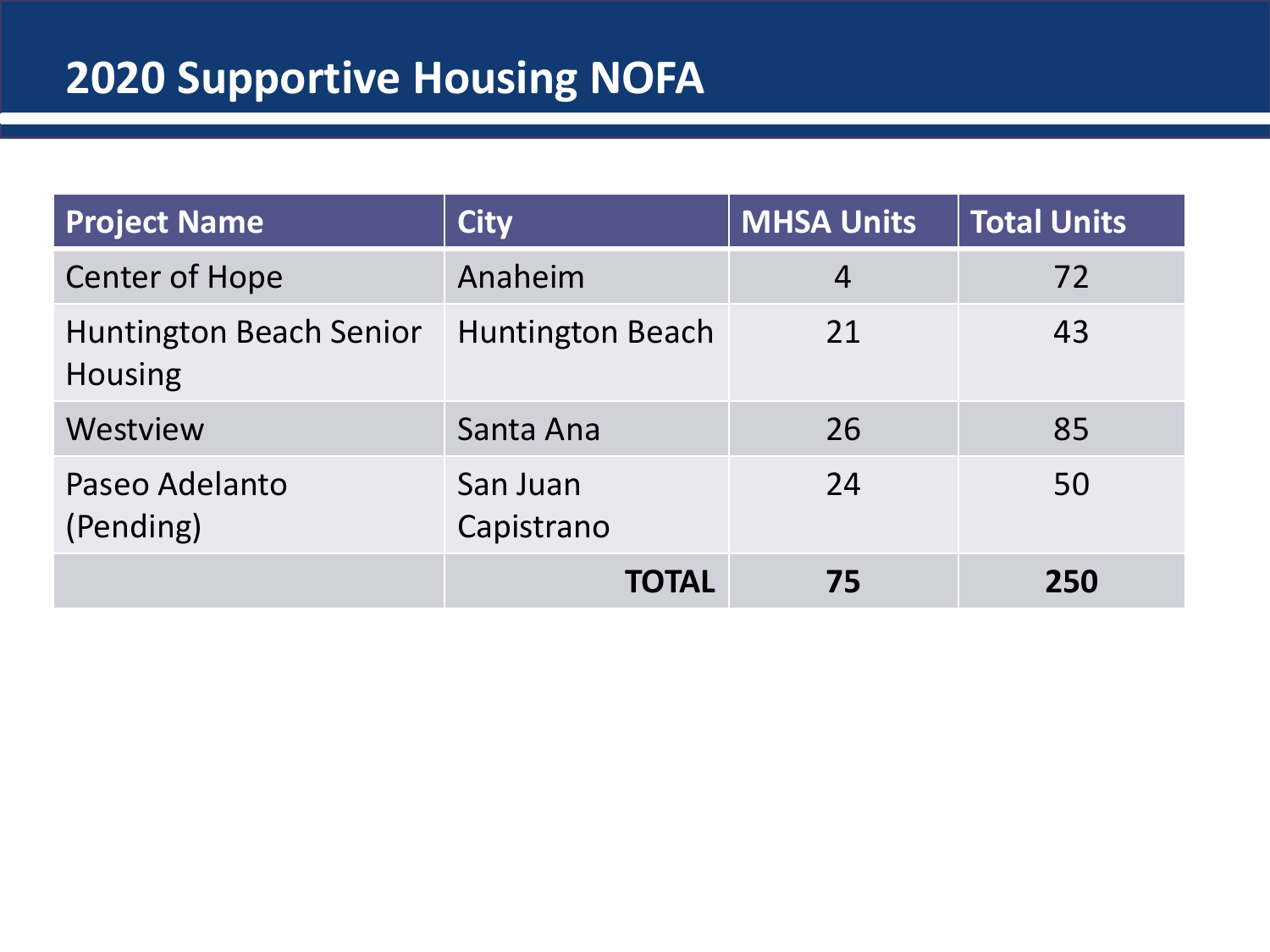# 2020 Supportive Housing NOFA

| Project Name | City | MHSA Units | Total Units |
| --- | --- | --- | --- |
| Center of Hope | Anaheim | 4 | 72 |
| Huntington Beach Senior Housing | Huntington Beach | 21 | 43 |
| Westview | Santa Ana | 26 | 85 |
| Paseo Adelanto (Pending) | San Juan Capistrano | 24 | 50 |
| | **TOTAL** | **75** | **250** |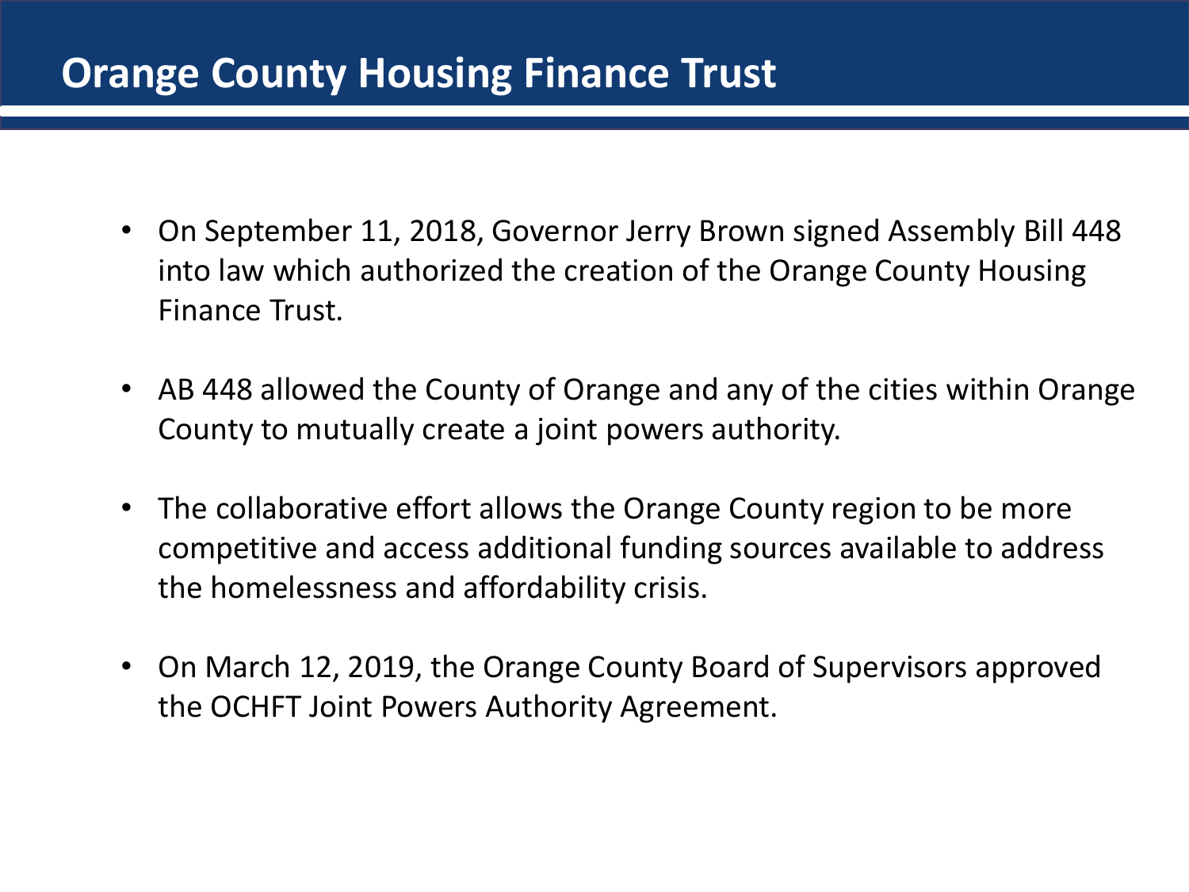# Orange County Housing Finance Trust

- On September 11, 2018, Governor Jerry Brown signed Assembly Bill 448 into law which authorized the creation of the Orange County Housing Finance Trust.

- AB 448 allowed the County of Orange and any of the cities within Orange County to mutually create a joint powers authority.

- The collaborative effort allows the Orange County region to be more competitive and access additional funding sources available to address the homelessness and affordability crisis.

- On March 12, 2019, the Orange County Board of Supervisors approved the OCHFT Joint Powers Authority Agreement.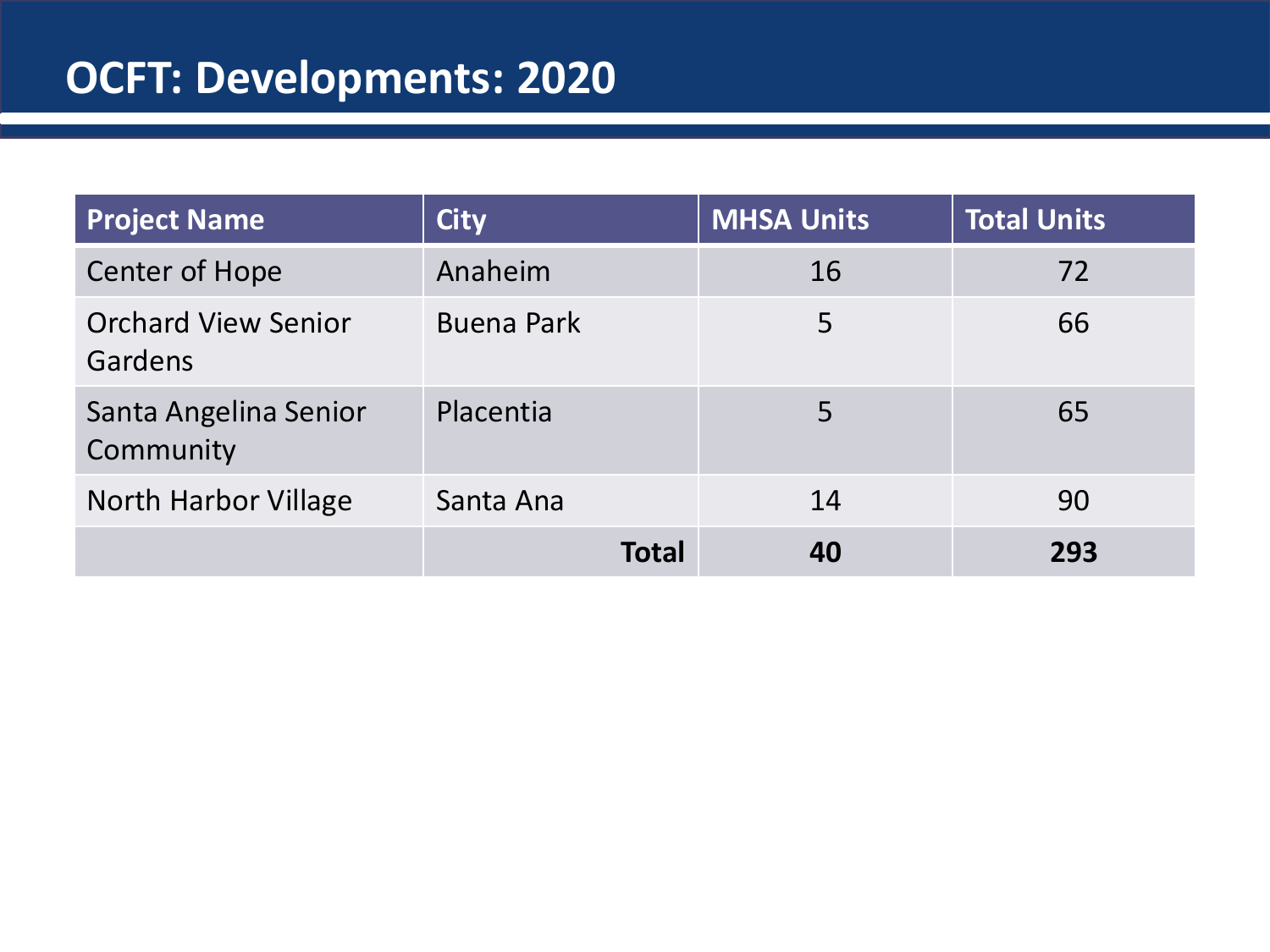# OCFT: Developments: 2020

| Project Name | City | MHSA Units | Total Units |
|---|---|---|---|
| Center of Hope | Anaheim | 16 | 72 |
| Orchard View Senior Gardens | Buena Park | 5 | 66 |
| Santa Angelina Senior Community | Placentia | 5 | 65 |
| North Harbor Village | Santa Ana | 14 | 90 |
| | **Total** | **40** | **293** |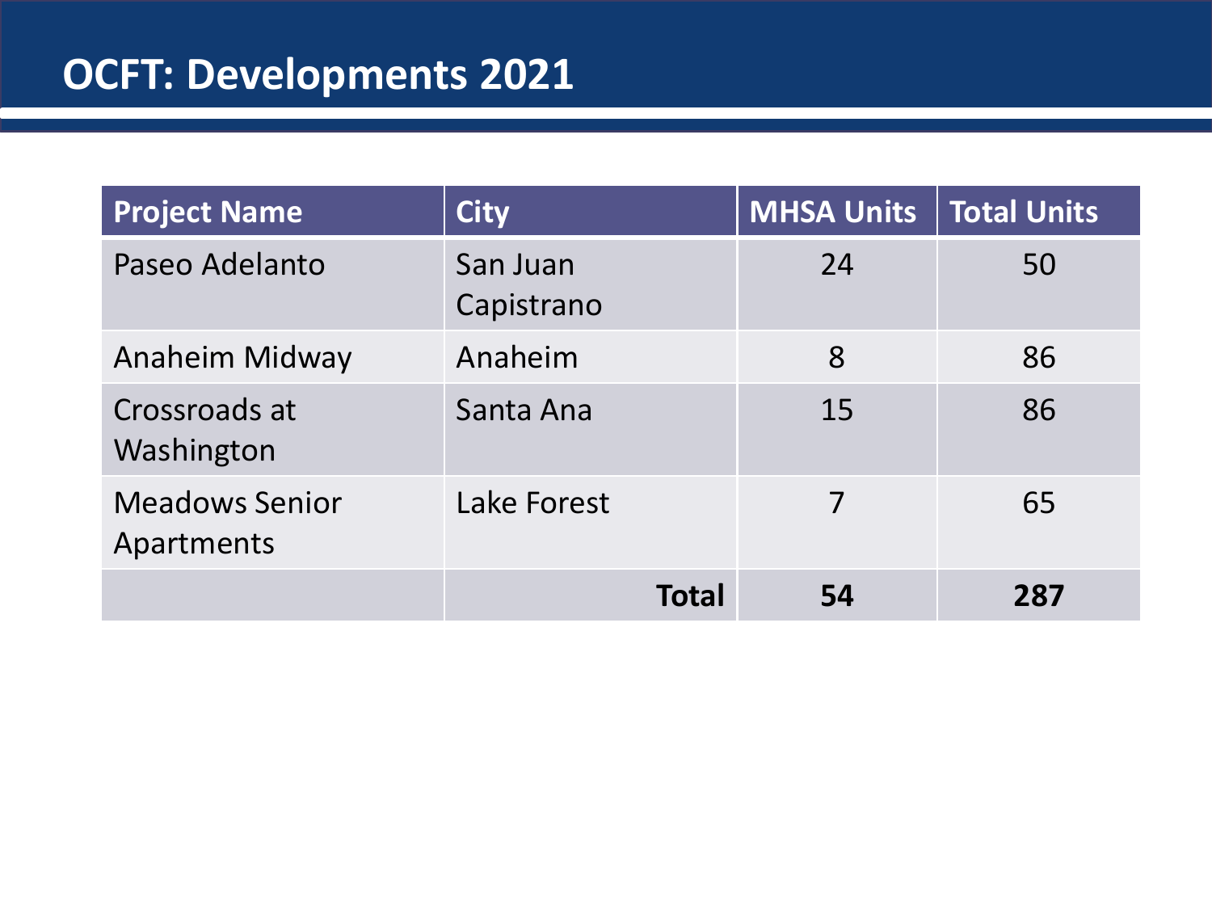# OCFT: Developments 2021

| Project Name | City | MHSA Units | Total Units |
| --- | --- | --- | --- |
| Paseo Adelanto | San Juan Capistrano | 24 | 50 |
| Anaheim Midway | Anaheim | 8 | 86 |
| Crossroads at Washington | Santa Ana | 15 | 86 |
| Meadows Senior Apartments | Lake Forest | 7 | 65 |
| | **Total** | **54** | **287** |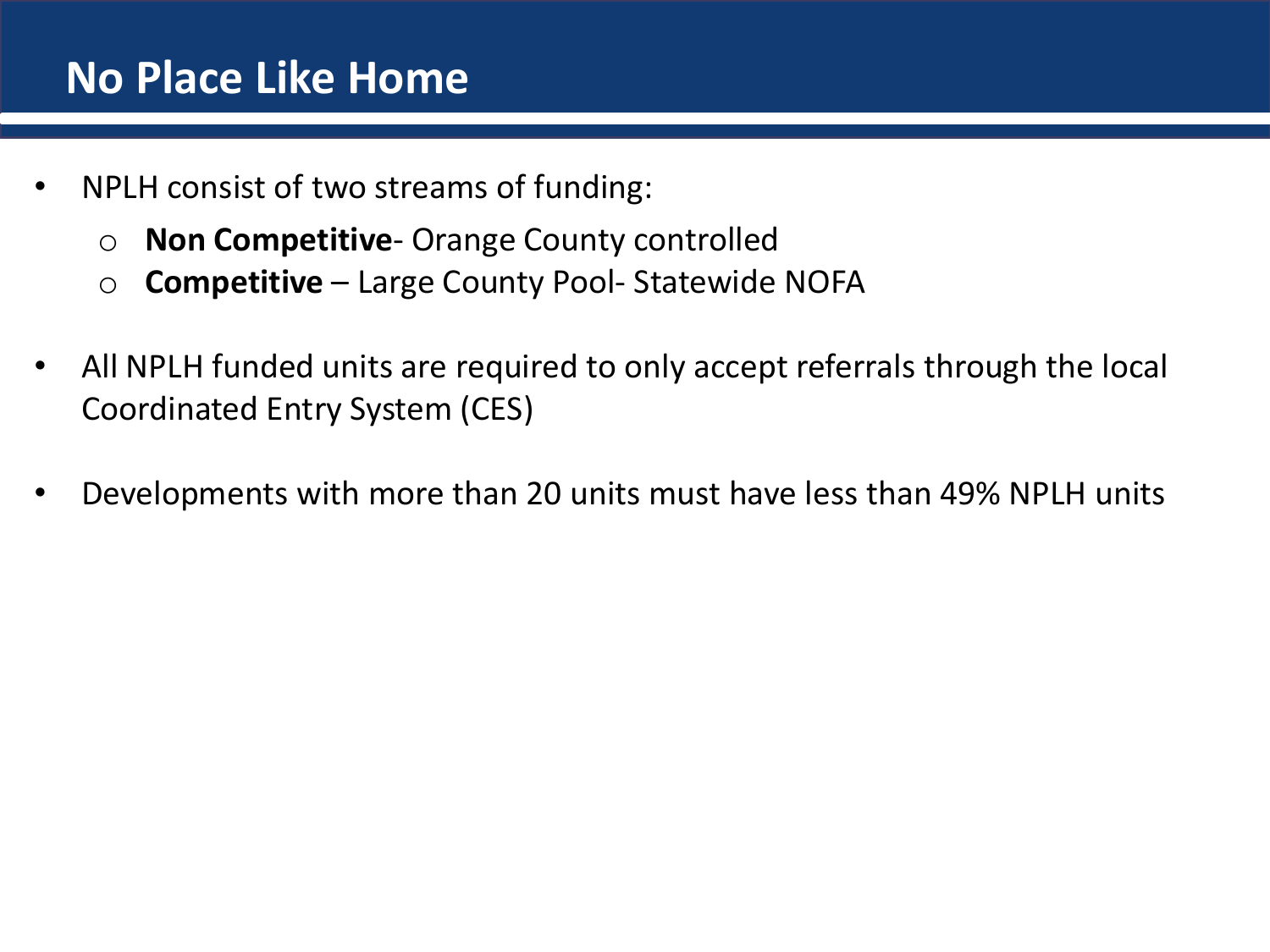# No Place Like Home

- NPLH consist of two streams of funding:
  - **Non Competitive**- Orange County controlled
  - **Competitive** – Large County Pool- Statewide NOFA
- All NPLH funded units are required to only accept referrals through the local Coordinated Entry System (CES)
- Developments with more than 20 units must have less than 49% NPLH units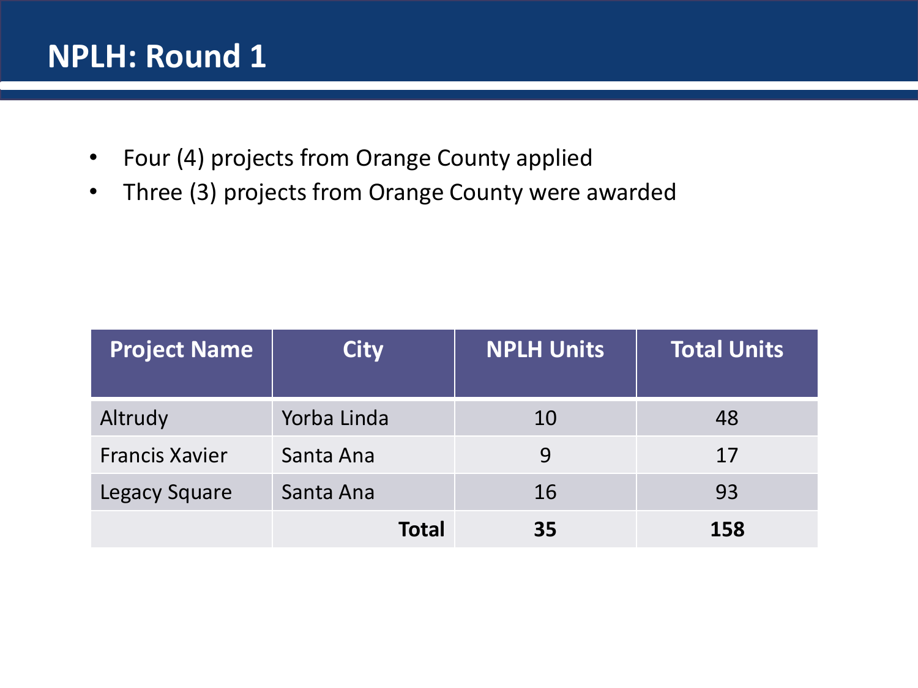# NPLH: Round 1

- Four (4) projects from Orange County applied
- Three (3) projects from Orange County were awarded

| Project Name | City | NPLH Units | Total Units |
|---|---|---|---|
| Altrudy | Yorba Linda | 10 | 48 |
| Francis Xavier | Santa Ana | 9 | 17 |
| Legacy Square | Santa Ana | 16 | 93 |
| | **Total** | **35** | **158** |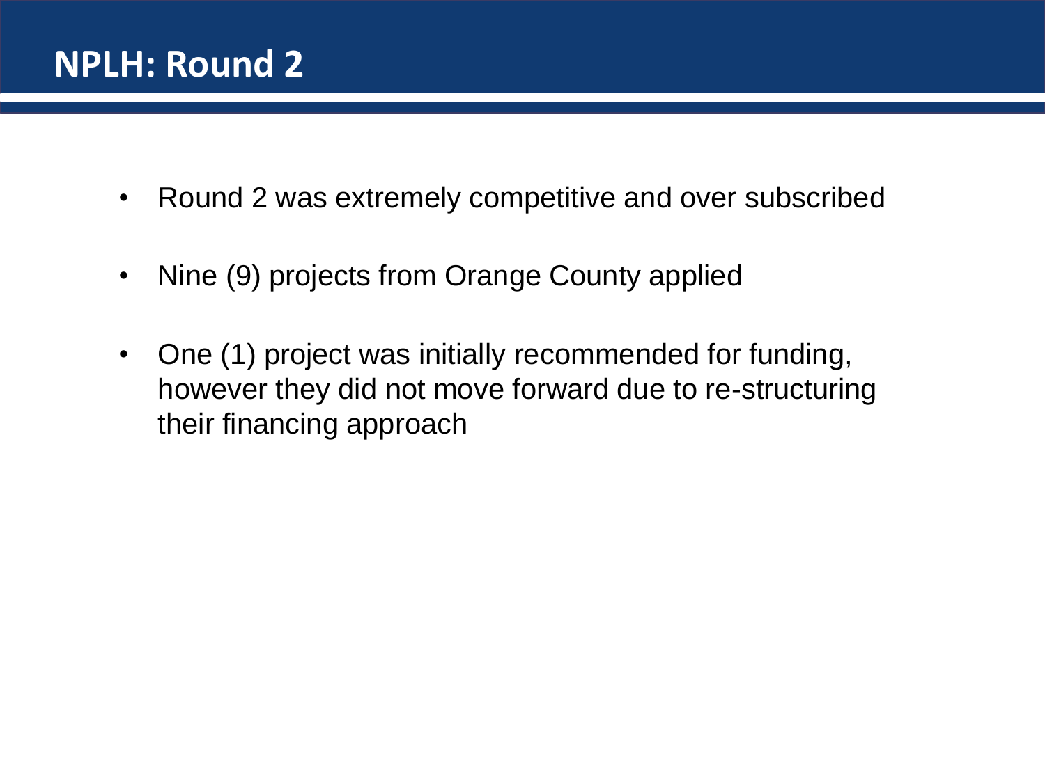# NPLH: Round 2

- Round 2 was extremely competitive and over subscribed
- Nine (9) projects from Orange County applied
- One (1) project was initially recommended for funding, however they did not move forward due to re-structuring their financing approach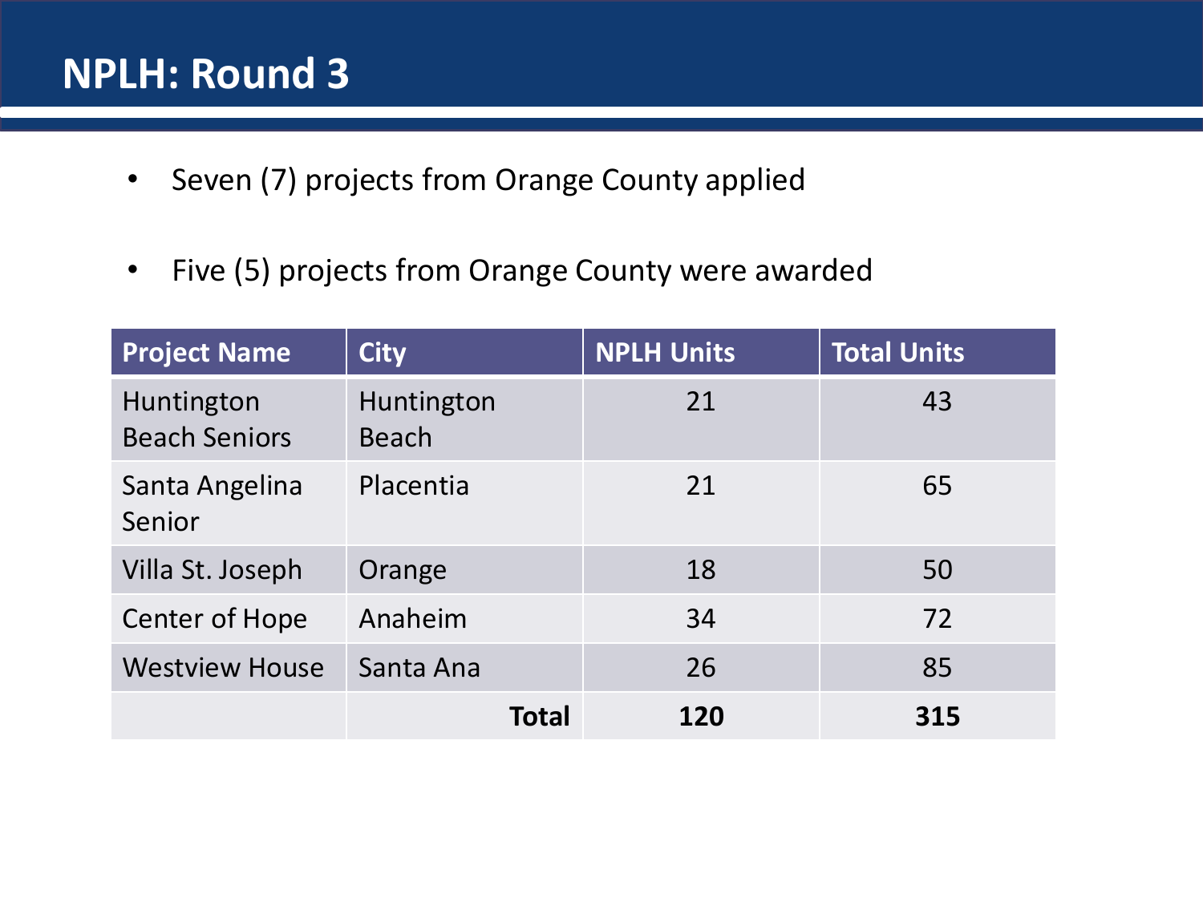# NPLH: Round 3

- Seven (7) projects from Orange County applied
- Five (5) projects from Orange County were awarded

| Project Name | City | NPLH Units | Total Units |
|---|---|---|---|
| Huntington Beach Seniors | Huntington Beach | 21 | 43 |
| Santa Angelina Senior | Placentia | 21 | 65 |
| Villa St. Joseph | Orange | 18 | 50 |
| Center of Hope | Anaheim | 34 | 72 |
| Westview House | Santa Ana | 26 | 85 |
| | **Total** | **120** | **315** |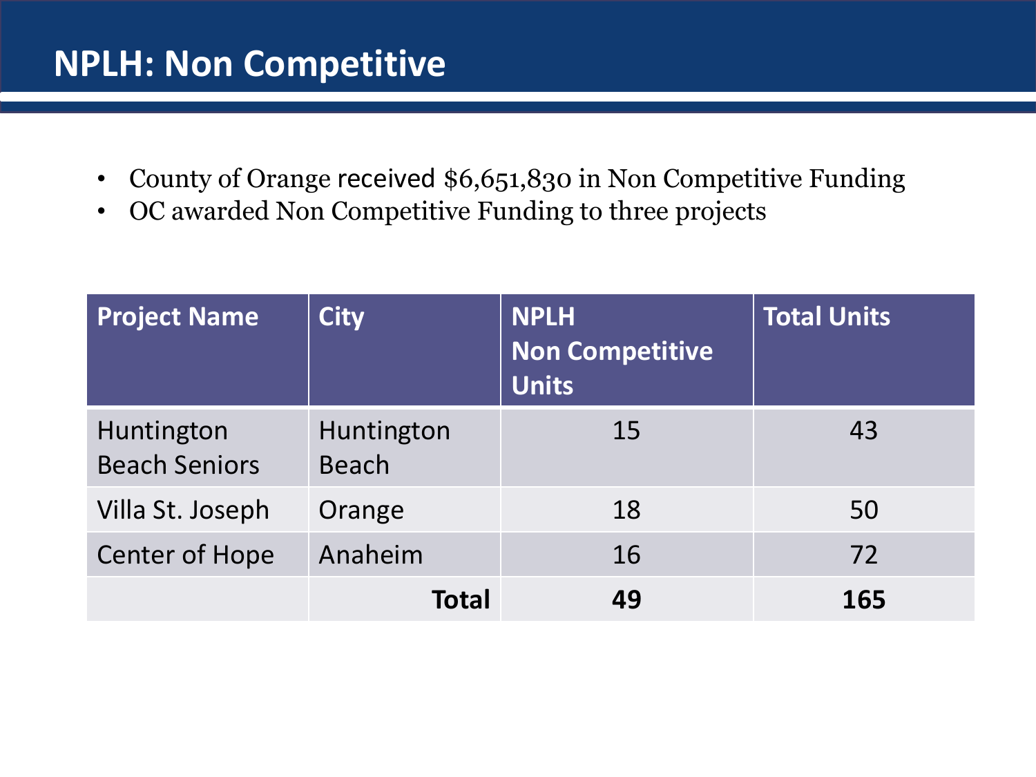# NPLH: Non Competitive

- County of Orange received $6,651,830 in Non Competitive Funding
- OC awarded Non Competitive Funding to three projects

| Project Name | City | NPLH Non Competitive Units | Total Units |
|---|---|---|---|
| Huntington Beach Seniors | Huntington Beach | 15 | 43 |
| Villa St. Joseph | Orange | 18 | 50 |
| Center of Hope | Anaheim | 16 | 72 |
| | **Total** | **49** | **165** |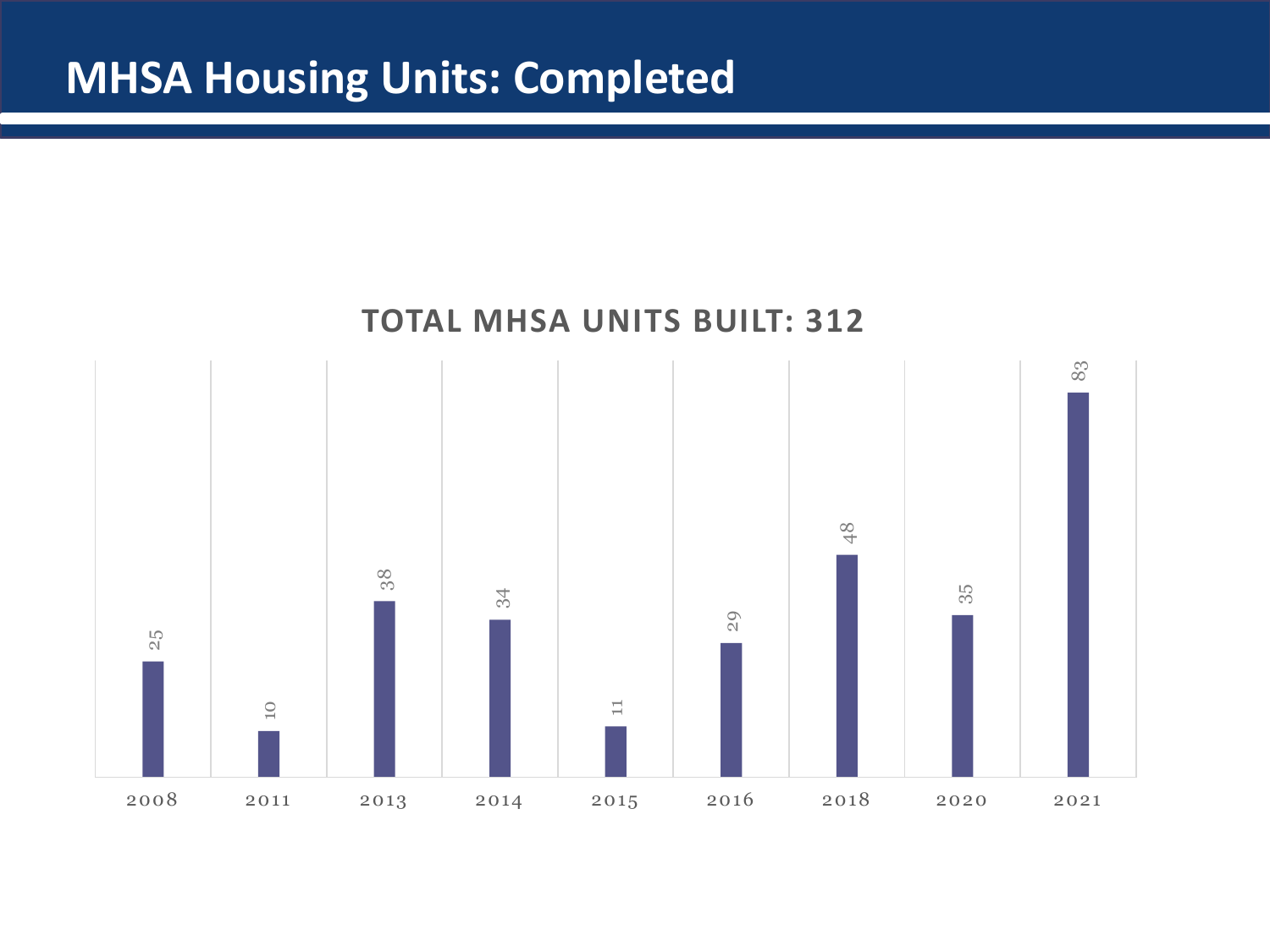# MHSA Housing Units: Completed

## TOTAL MHSA UNITS BUILT: 312

| Year | Units |
|---|---|
| 2008 | 25 |
| 2011 | 10 |
| 2013 | 38 |
| 2014 | 34 |
| 2015 | 11 |
| 2016 | 29 |
| 2018 | 48 |
| 2020 | 35 |
| 2021 | 83 |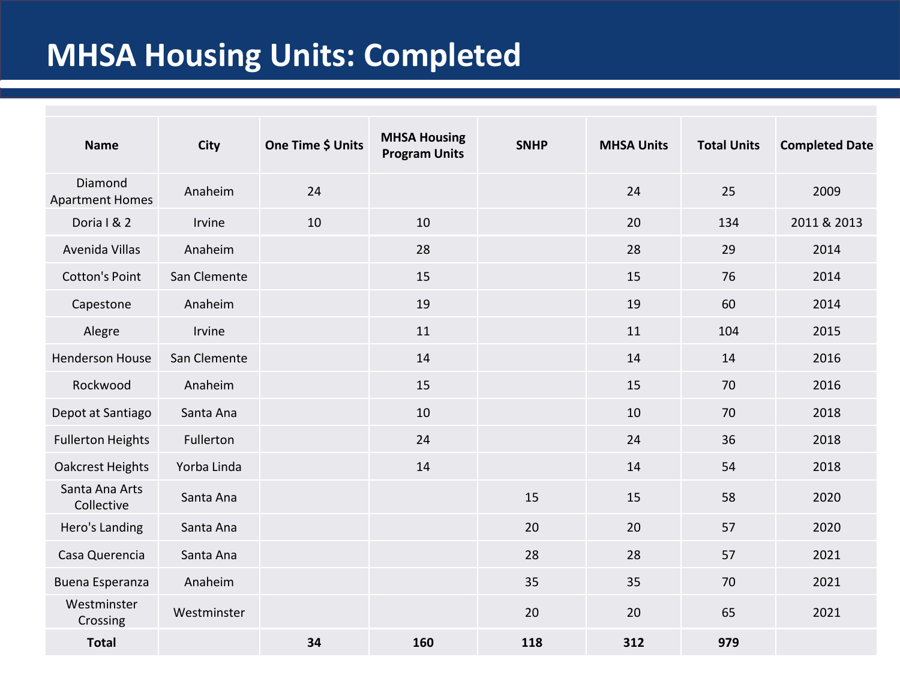# MHSA Housing Units: Completed

| Name | City | One Time $ Units | MHSA Housing Program Units | SNHP | MHSA Units | Total Units | Completed Date |
|---|---|---|---|---|---|---|---|
| Diamond Apartment Homes | Anaheim | 24 | | | 24 | 25 | 2009 |
| Doria I & 2 | Irvine | 10 | 10 | | 20 | 134 | 2011 & 2013 |
| Avenida Villas | Anaheim | | 28 | | 28 | 29 | 2014 |
| Cotton's Point | San Clemente | | 15 | | 15 | 76 | 2014 |
| Capestone | Anaheim | | 19 | | 19 | 60 | 2014 |
| Alegre | Irvine | | 11 | | 11 | 104 | 2015 |
| Henderson House | San Clemente | | 14 | | 14 | 14 | 2016 |
| Rockwood | Anaheim | | 15 | | 15 | 70 | 2016 |
| Depot at Santiago | Santa Ana | | 10 | | 10 | 70 | 2018 |
| Fullerton Heights | Fullerton | | 24 | | 24 | 36 | 2018 |
| Oakcrest Heights | Yorba Linda | | 14 | | 14 | 54 | 2018 |
| Santa Ana Arts Collective | Santa Ana | | | 15 | 15 | 58 | 2020 |
| Hero's Landing | Santa Ana | | | 20 | 20 | 57 | 2020 |
| Casa Querencia | Santa Ana | | | 28 | 28 | 57 | 2021 |
| Buena Esperanza | Anaheim | | | 35 | 35 | 70 | 2021 |
| Westminster Crossing | Westminster | | | 20 | 20 | 65 | 2021 |
| **Total** | | **34** | **160** | **118** | **312** | **979** | |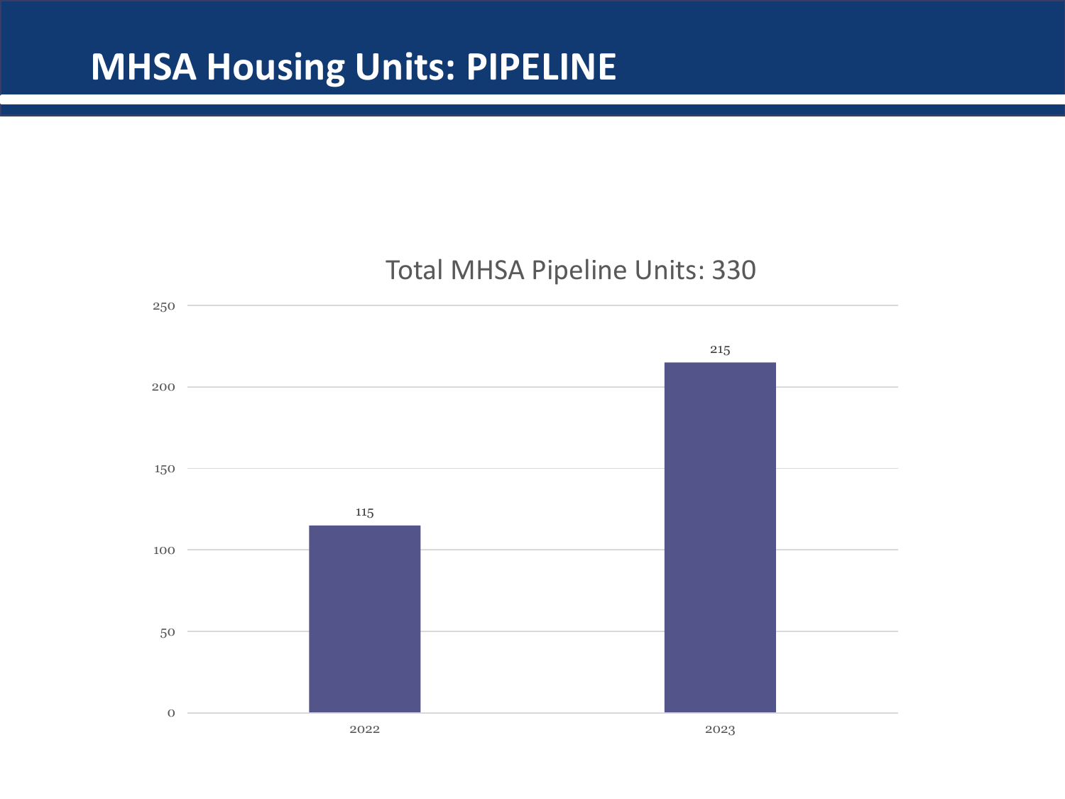# MHSA Housing Units: PIPELINE

Total MHSA Pipeline Units: 330

| Year | Units |
|---|---|
| 2022 | 115 |
| 2023 | 215 |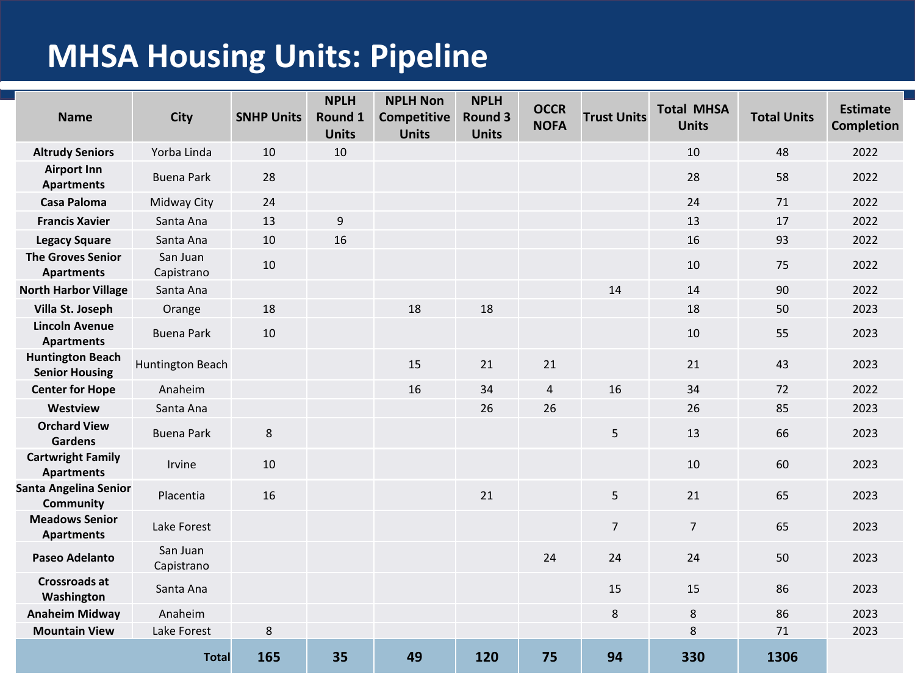# MHSA Housing Units: Pipeline

| Name | City | SNHP Units | NPLH Round 1 Units | NPLH Non Competitive Units | NPLH Round 3 Units | OCCR NOFA | Trust Units | Total MHSA Units | Total Units | Estimate Completion |
|---|---|---|---|---|---|---|---|---|---|---|
| **Altrudy Seniors** | Yorba Linda | 10 | 10 | | | | | 10 | 48 | 2022 |
| **Airport Inn Apartments** | Buena Park | 28 | | | | | | 28 | 58 | 2022 |
| **Casa Paloma** | Midway City | 24 | | | | | | 24 | 71 | 2022 |
| **Francis Xavier** | Santa Ana | 13 | 9 | | | | | 13 | 17 | 2022 |
| **Legacy Square** | Santa Ana | 10 | 16 | | | | | 16 | 93 | 2022 |
| **The Groves Senior Apartments** | San Juan Capistrano | 10 | | | | | | 10 | 75 | 2022 |
| **North Harbor Village** | Santa Ana | | | | | | 14 | 14 | 90 | 2022 |
| **Villa St. Joseph** | Orange | 18 | | 18 | 18 | | | 18 | 50 | 2023 |
| **Lincoln Avenue Apartments** | Buena Park | 10 | | | | | | 10 | 55 | 2023 |
| **Huntington Beach Senior Housing** | Huntington Beach | | | 15 | 21 | 21 | | 21 | 43 | 2023 |
| **Center for Hope** | Anaheim | | | 16 | 34 | 4 | 16 | 34 | 72 | 2022 |
| **Westview** | Santa Ana | | | | 26 | 26 | | 26 | 85 | 2023 |
| **Orchard View Gardens** | Buena Park | 8 | | | | | 5 | 13 | 66 | 2023 |
| **Cartwright Family Apartments** | Irvine | 10 | | | | | | 10 | 60 | 2023 |
| **Santa Angelina Senior Community** | Placentia | 16 | | | 21 | | 5 | 21 | 65 | 2023 |
| **Meadows Senior Apartments** | Lake Forest | | | | | | 7 | 7 | 65 | 2023 |
| **Paseo Adelanto** | San Juan Capistrano | | | | | 24 | 24 | 24 | 50 | 2023 |
| **Crossroads at Washington** | Santa Ana | | | | | | 15 | 15 | 86 | 2023 |
| **Anaheim Midway** | Anaheim | | | | | | 8 | 8 | 86 | 2023 |
| **Mountain View** | Lake Forest | 8 | | | | | | 8 | 71 | 2023 |
| | **Total** | **165** | **35** | **49** | **120** | **75** | **94** | **330** | **1306** | |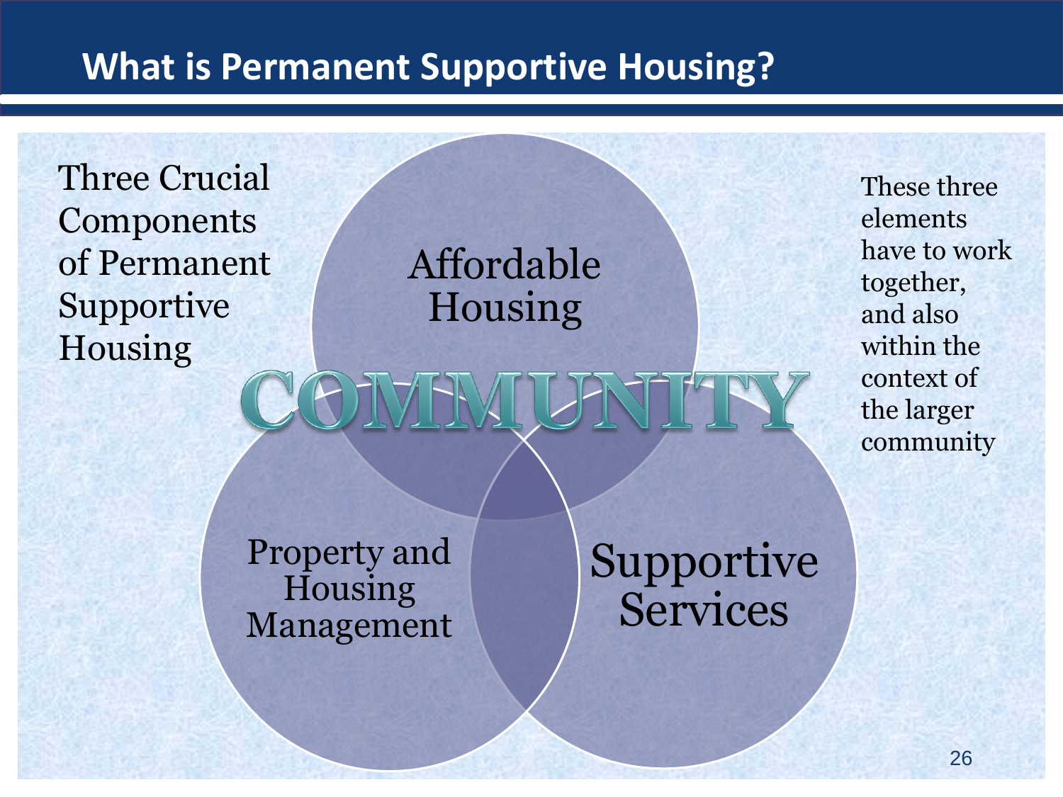# What is Permanent Supportive Housing?

Three Crucial Components of Permanent Supportive Housing

Affordable Housing

COMMUNITY

Property and Housing Management

Supportive Services

These three elements have to work together, and also within the context of the larger community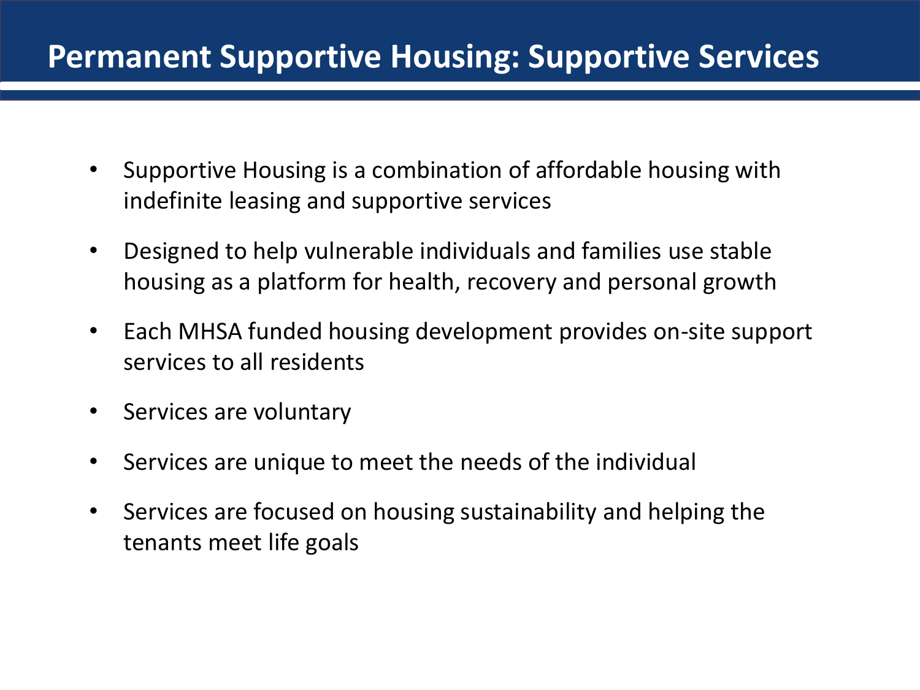# Permanent Supportive Housing: Supportive Services

- Supportive Housing is a combination of affordable housing with indefinite leasing and supportive services
- Designed to help vulnerable individuals and families use stable housing as a platform for health, recovery and personal growth
- Each MHSA funded housing development provides on-site support services to all residents
- Services are voluntary
- Services are unique to meet the needs of the individual
- Services are focused on housing sustainability and helping the tenants meet life goals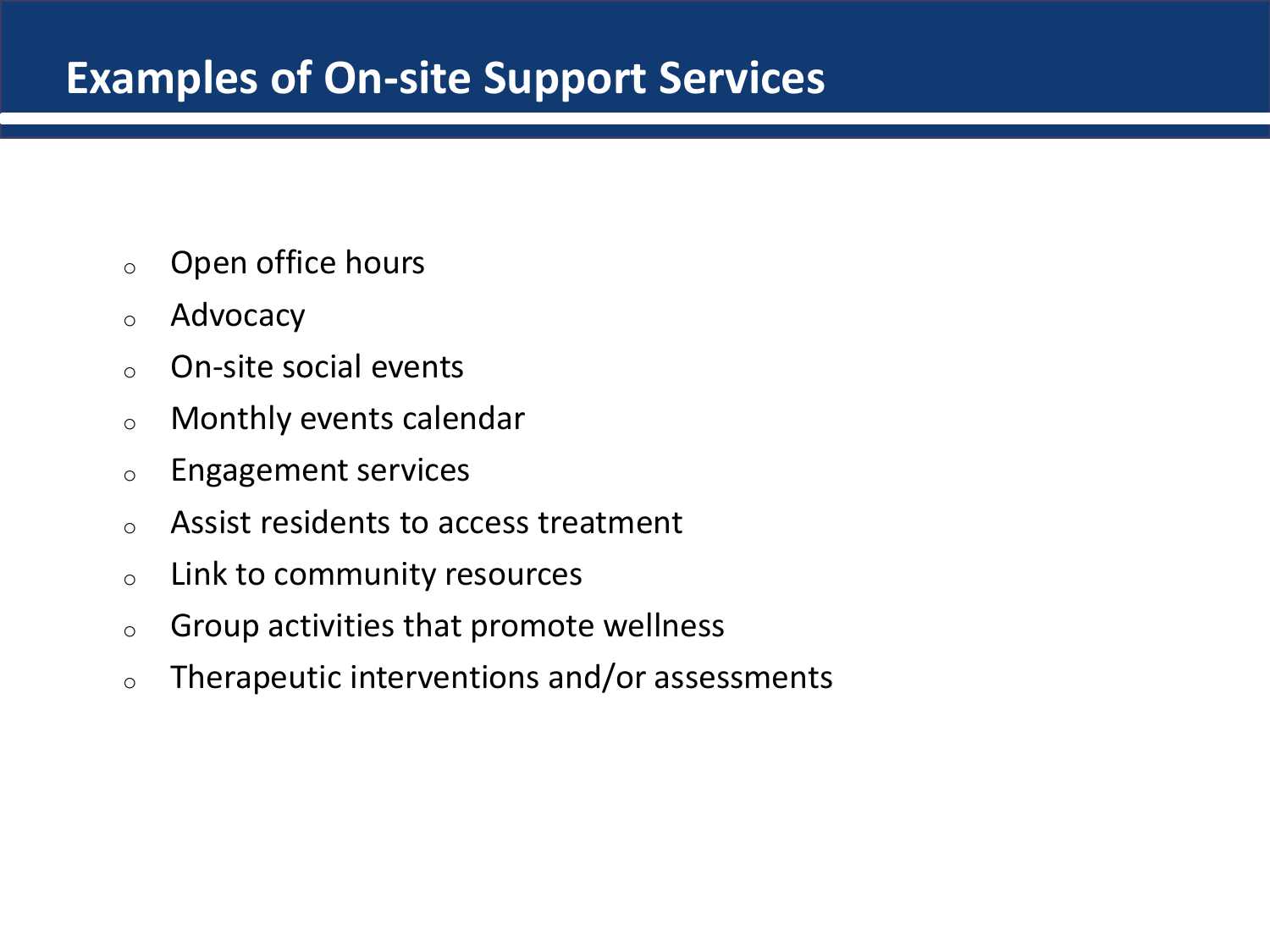# Examples of On-site Support Services

- Open office hours
- Advocacy
- On-site social events
- Monthly events calendar
- Engagement services
- Assist residents to access treatment
- Link to community resources
- Group activities that promote wellness
- Therapeutic interventions and/or assessments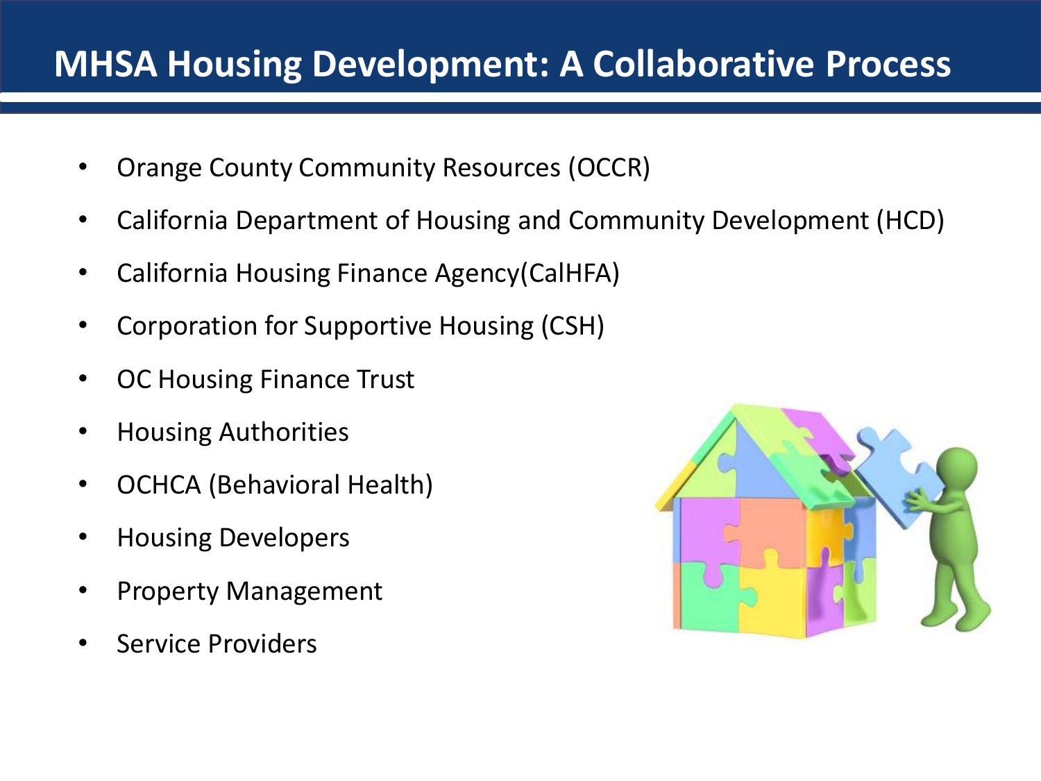# MHSA Housing Development: A Collaborative Process

- Orange County Community Resources (OCCR)
- California Department of Housing and Community Development (HCD)
- California Housing Finance Agency(CalHFA)
- Corporation for Supportive Housing (CSH)
- OC Housing Finance Trust
- Housing Authorities
- OCHCA (Behavioral Health)
- Housing Developers
- Property Management
- Service Providers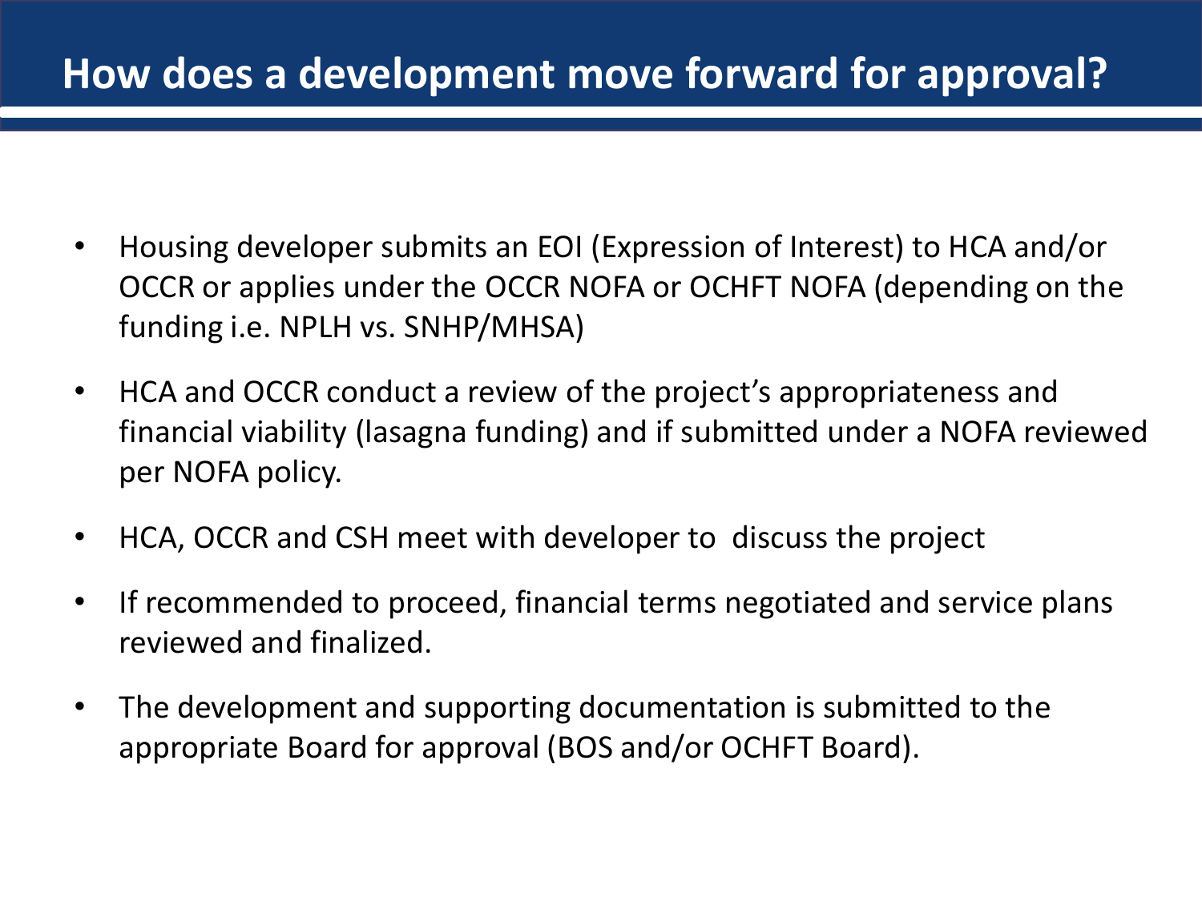# How does a development move forward for approval?

- Housing developer submits an EOI (Expression of Interest) to HCA and/or OCCR or applies under the OCCR NOFA or OCHFT NOFA (depending on the funding i.e. NPLH vs. SNHP/MHSA)
- HCA and OCCR conduct a review of the project's appropriateness and financial viability (lasagna funding) and if submitted under a NOFA reviewed per NOFA policy.
- HCA, OCCR and CSH meet with developer to discuss the project
- If recommended to proceed, financial terms negotiated and service plans reviewed and finalized.
- The development and supporting documentation is submitted to the appropriate Board for approval (BOS and/or OCHFT Board).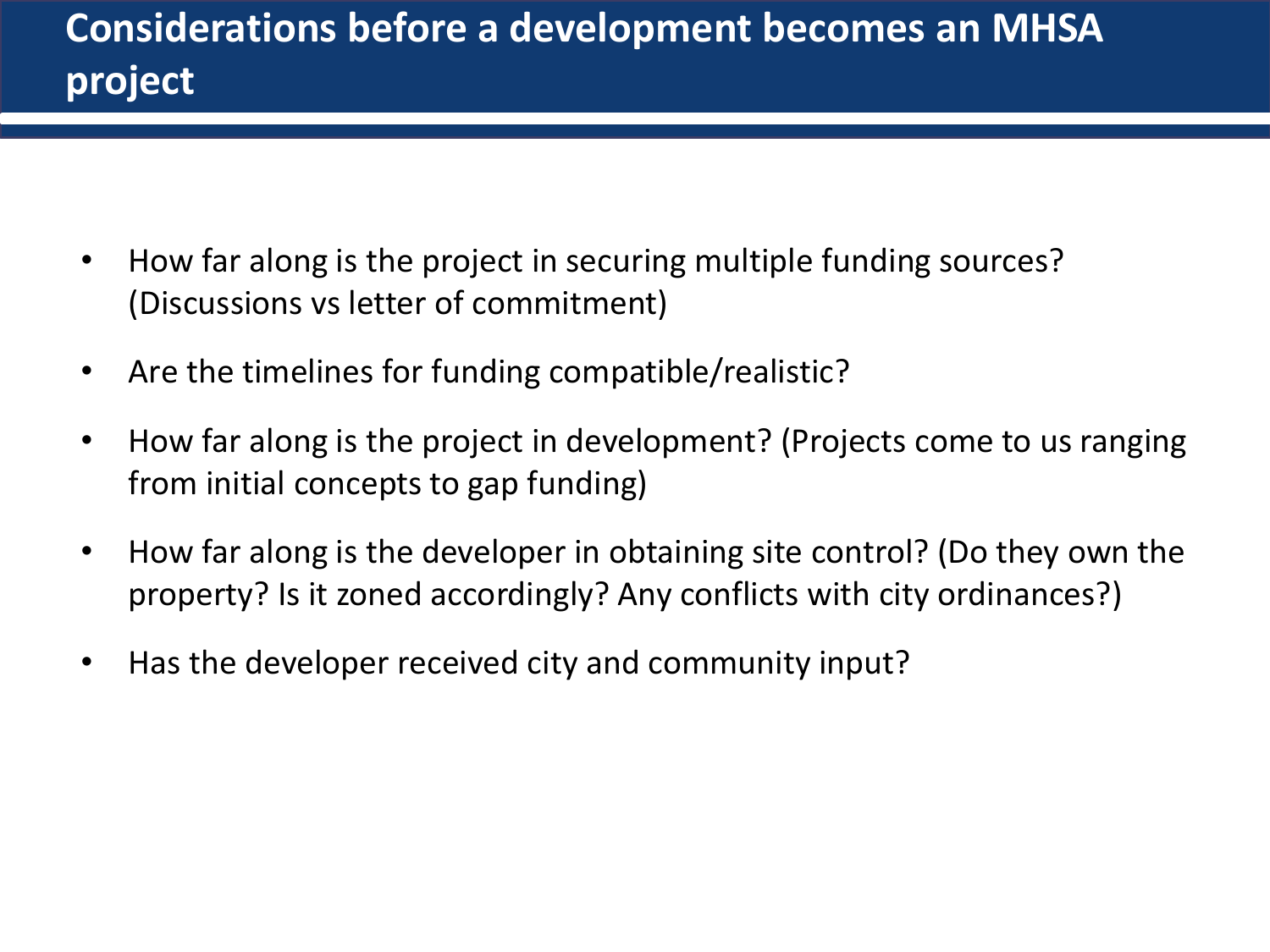# Considerations before a development becomes an MHSA project

- How far along is the project in securing multiple funding sources? (Discussions vs letter of commitment)
- Are the timelines for funding compatible/realistic?
- How far along is the project in development? (Projects come to us ranging from initial concepts to gap funding)
- How far along is the developer in obtaining site control? (Do they own the property? Is it zoned accordingly? Any conflicts with city ordinances?)
- Has the developer received city and community input?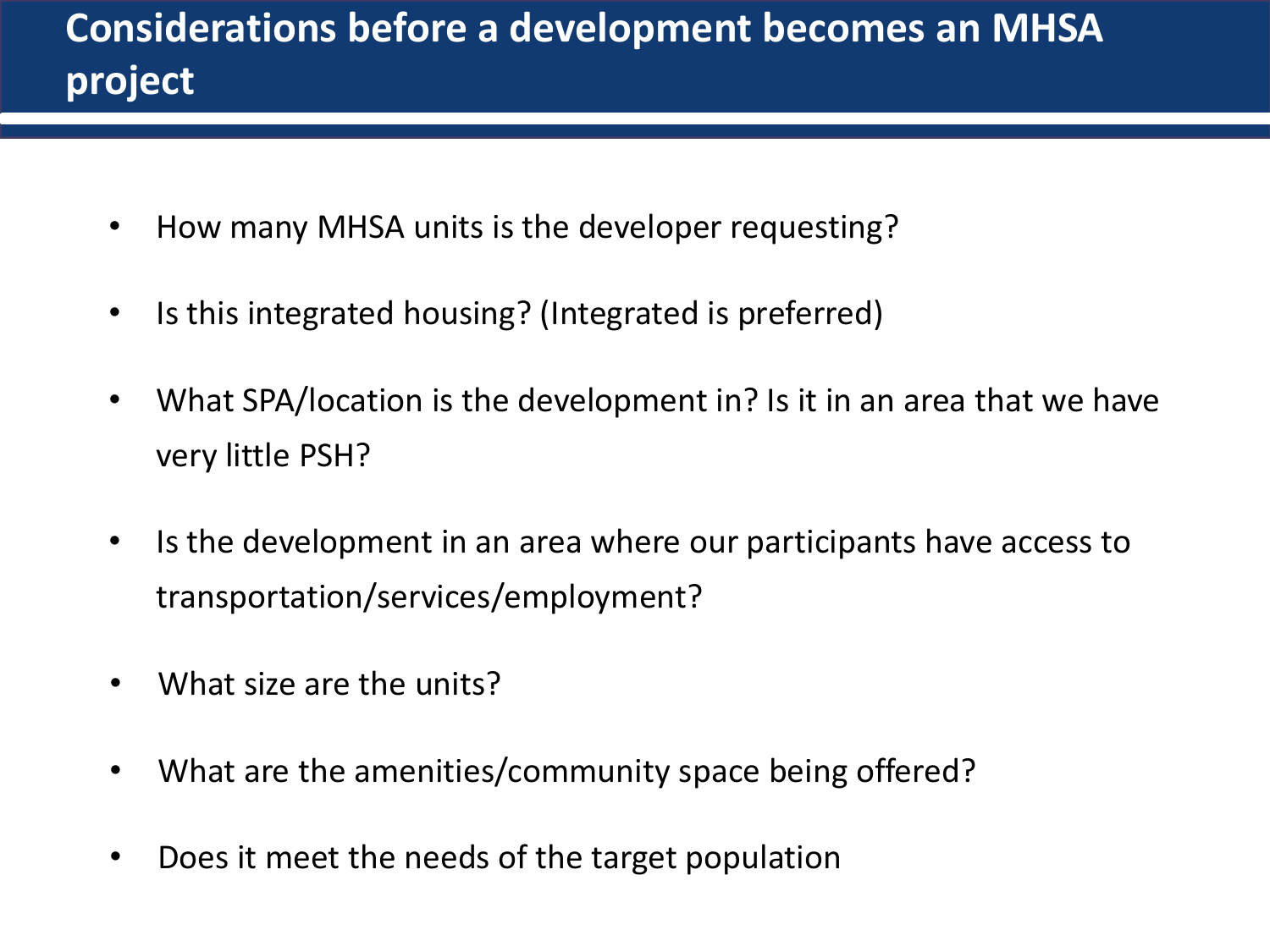# Considerations before a development becomes an MHSA project

- How many MHSA units is the developer requesting?
- Is this integrated housing? (Integrated is preferred)
- What SPA/location is the development in? Is it in an area that we have very little PSH?
- Is the development in an area where our participants have access to transportation/services/employment?
- What size are the units?
- What are the amenities/community space being offered?
- Does it meet the needs of the target population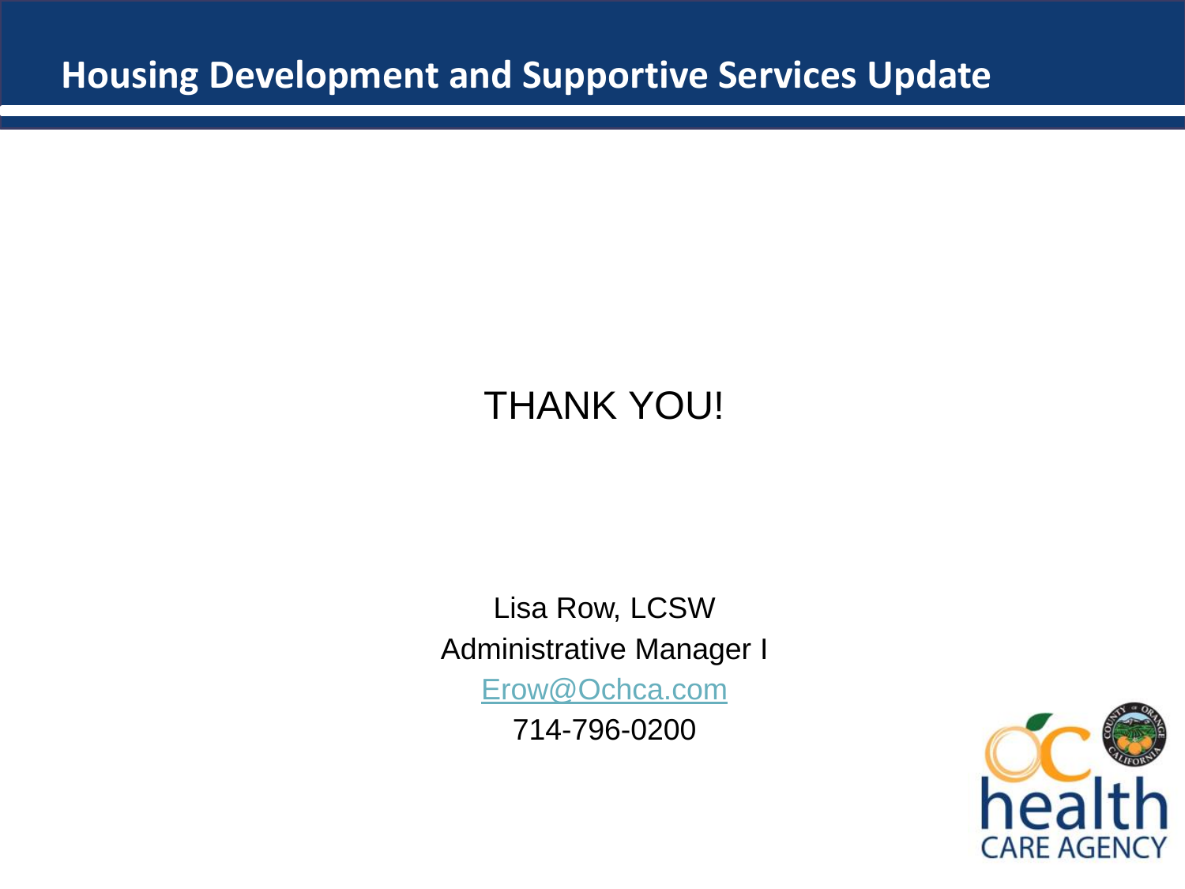## Housing Development and Supportive Services Update

THANK YOU!

Lisa Row, LCSW

Administrative Manager I

Erow@Ochca.com

714-796-0200